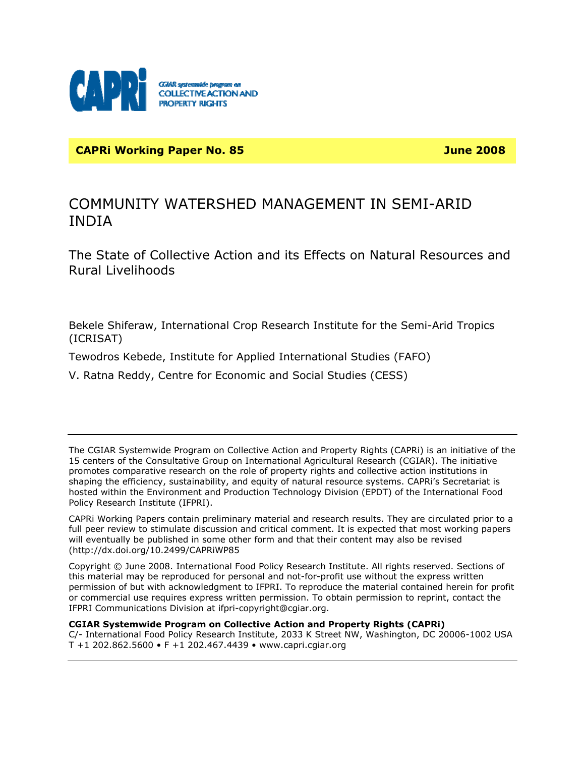CGIAR systemwide program on COLLECTIVE ACTION AND PROPERTY RIGHTS

**CAPRi Working Paper No. 85** **June 2008**

# COMMUNITY WATERSHED MANAGEMENT IN SEMI-ARID INDIA

## The State of Collective Action and its Effects on Natural Resources and Rural Livelihoods

Bekele Shiferaw, International Crop Research Institute for the Semi-Arid Tropics (ICRISAT)

Tewodros Kebede, Institute for Applied International Studies (FAFO)

V. Ratna Reddy, Centre for Economic and Social Studies (CESS)

---

The CGIAR Systemwide Program on Collective Action and Property Rights (CAPRi) is an initiative of the 15 centers of the Consultative Group on International Agricultural Research (CGIAR). The initiative promotes comparative research on the role of property rights and collective action institutions in shaping the efficiency, sustainability, and equity of natural resource systems. CAPRi's Secretariat is hosted within the Environment and Production Technology Division (EPDT) of the International Food Policy Research Institute (IFPRI).

CAPRi Working Papers contain preliminary material and research results. They are circulated prior to a full peer review to stimulate discussion and critical comment. It is expected that most working papers will eventually be published in some other form and that their content may also be revised (http://dx.doi.org/10.2499/CAPRiWP85

Copyright © June 2008. International Food Policy Research Institute. All rights reserved. Sections of this material may be reproduced for personal and not-for-profit use without the express written permission of but with acknowledgment to IFPRI. To reproduce the material contained herein for profit or commercial use requires express written permission. To obtain permission to reprint, contact the IFPRI Communications Division at ifpri-copyright@cgiar.org.

**CGIAR Systemwide Program on Collective Action and Property Rights (CAPRi)**
C/- International Food Policy Research Institute, 2033 K Street NW, Washington, DC 20006-1002 USA
T +1 202.862.5600 • F +1 202.467.4439 • www.capri.cgiar.org

---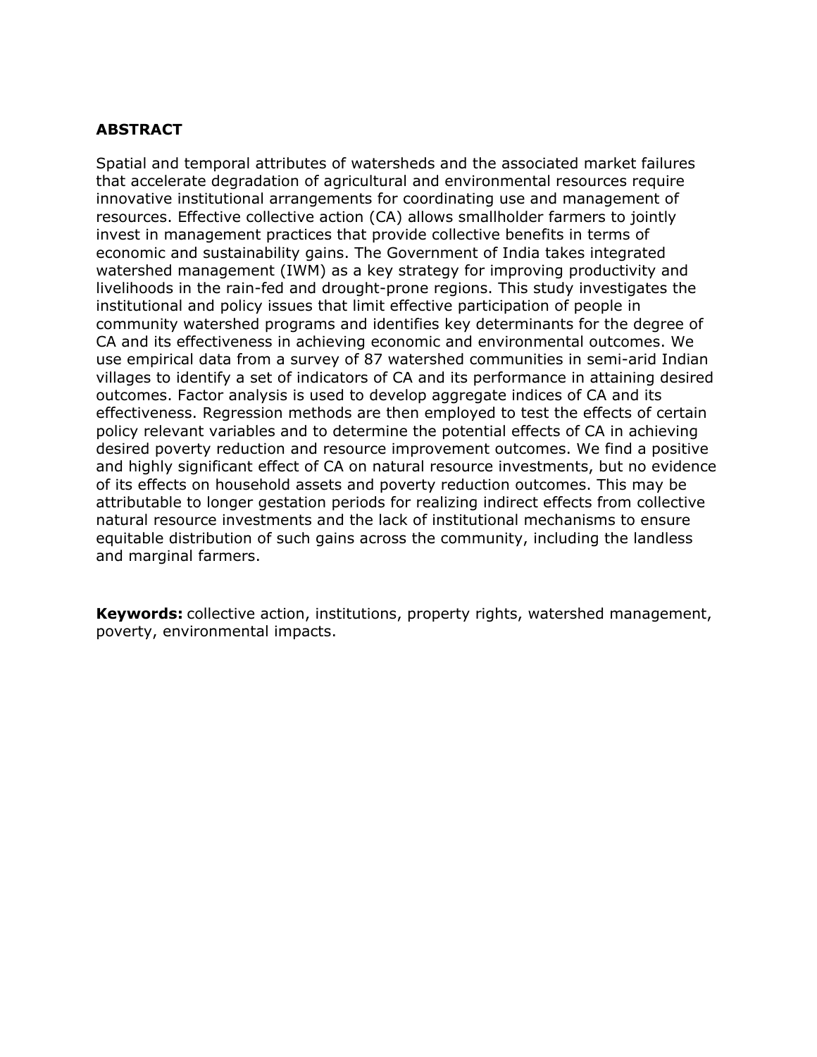## ABSTRACT

Spatial and temporal attributes of watersheds and the associated market failures that accelerate degradation of agricultural and environmental resources require innovative institutional arrangements for coordinating use and management of resources. Effective collective action (CA) allows smallholder farmers to jointly invest in management practices that provide collective benefits in terms of economic and sustainability gains. The Government of India takes integrated watershed management (IWM) as a key strategy for improving productivity and livelihoods in the rain-fed and drought-prone regions. This study investigates the institutional and policy issues that limit effective participation of people in community watershed programs and identifies key determinants for the degree of CA and its effectiveness in achieving economic and environmental outcomes. We use empirical data from a survey of 87 watershed communities in semi-arid Indian villages to identify a set of indicators of CA and its performance in attaining desired outcomes. Factor analysis is used to develop aggregate indices of CA and its effectiveness. Regression methods are then employed to test the effects of certain policy relevant variables and to determine the potential effects of CA in achieving desired poverty reduction and resource improvement outcomes. We find a positive and highly significant effect of CA on natural resource investments, but no evidence of its effects on household assets and poverty reduction outcomes. This may be attributable to longer gestation periods for realizing indirect effects from collective natural resource investments and the lack of institutional mechanisms to ensure equitable distribution of such gains across the community, including the landless and marginal farmers.

**Keywords:** collective action, institutions, property rights, watershed management, poverty, environmental impacts.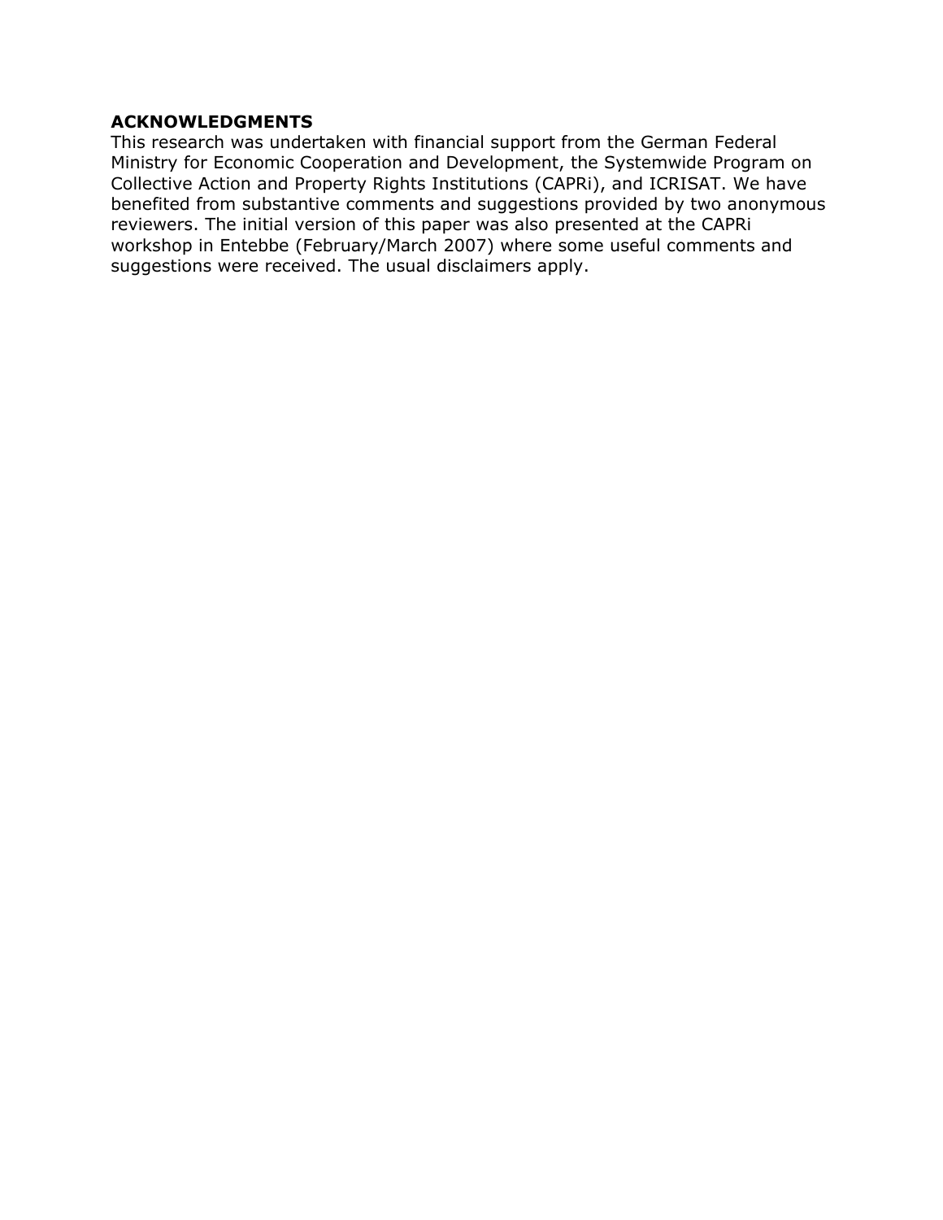**ACKNOWLEDGMENTS**

This research was undertaken with financial support from the German Federal Ministry for Economic Cooperation and Development, the Systemwide Program on Collective Action and Property Rights Institutions (CAPRi), and ICRISAT. We have benefited from substantive comments and suggestions provided by two anonymous reviewers. The initial version of this paper was also presented at the CAPRi workshop in Entebbe (February/March 2007) where some useful comments and suggestions were received. The usual disclaimers apply.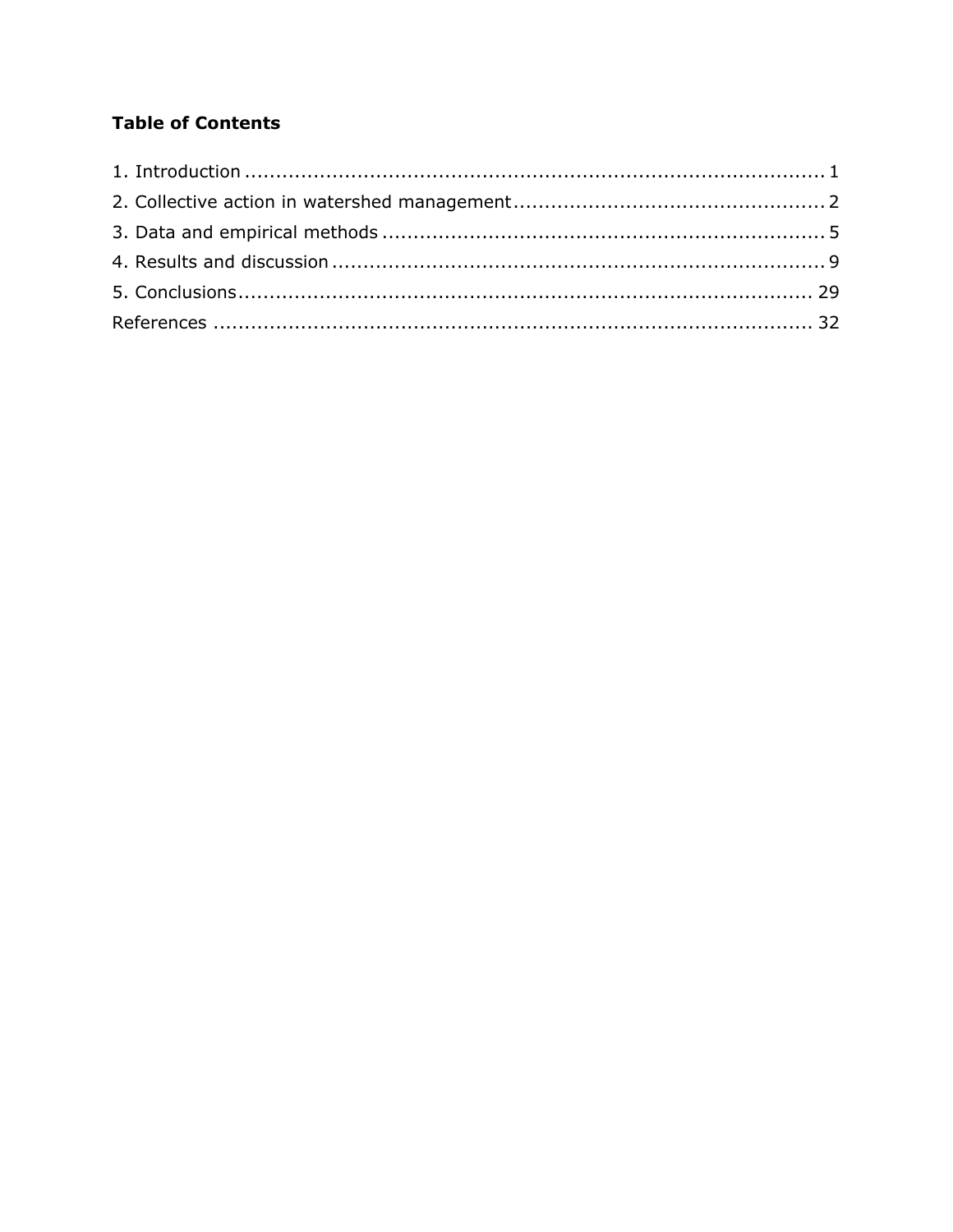**Table of Contents**

1. Introduction ............................................................................................ 1
2. Collective action in watershed management ................................................ 2
3. Data and empirical methods ...................................................................... 5
4. Results and discussion .............................................................................. 9
5. Conclusions ............................................................................................ 29

References ................................................................................................. 32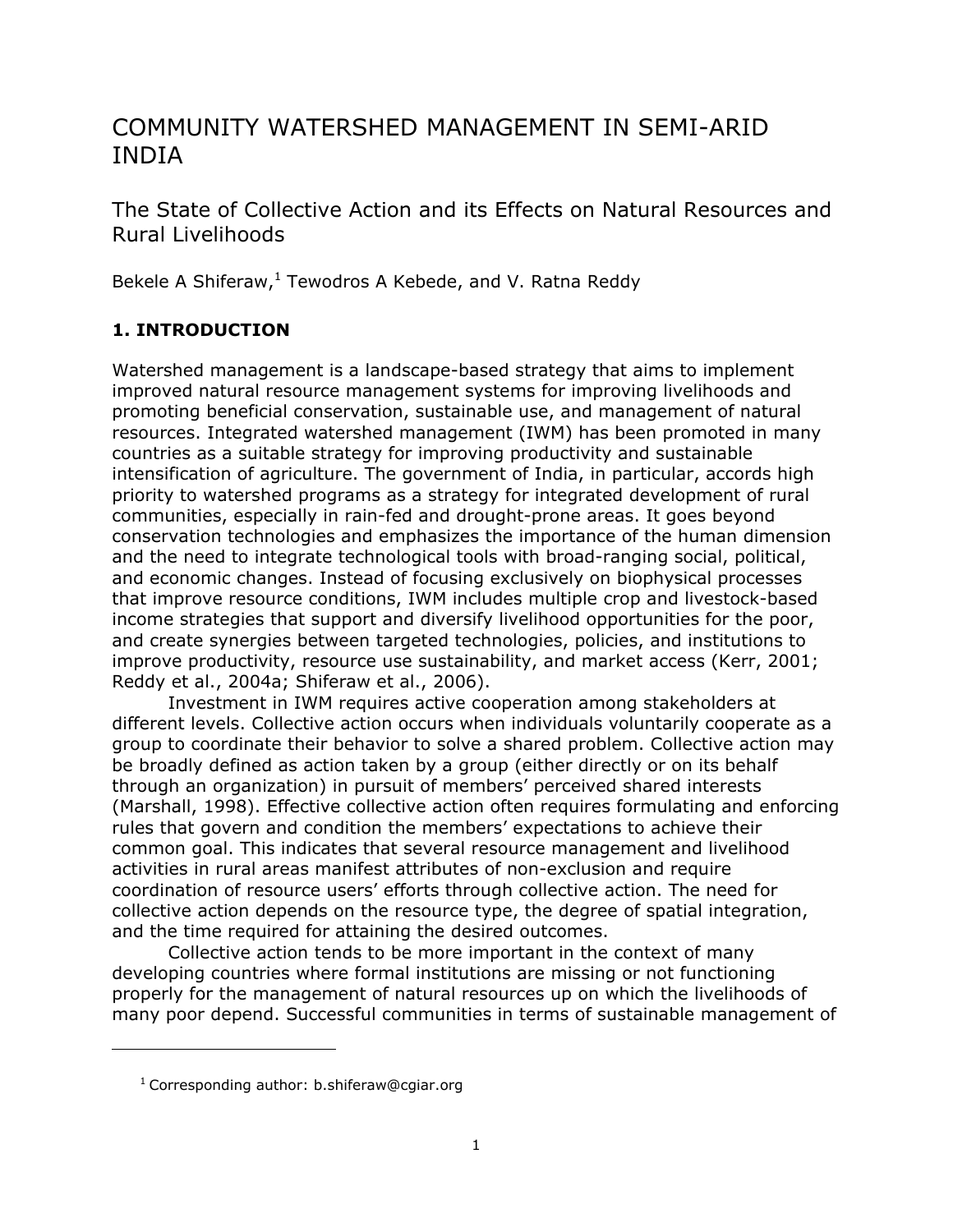# COMMUNITY WATERSHED MANAGEMENT IN SEMI-ARID INDIA

## The State of Collective Action and its Effects on Natural Resources and Rural Livelihoods

Bekele A Shiferaw,[1] Tewodros A Kebede, and V. Ratna Reddy

### 1. INTRODUCTION

Watershed management is a landscape-based strategy that aims to implement improved natural resource management systems for improving livelihoods and promoting beneficial conservation, sustainable use, and management of natural resources. Integrated watershed management (IWM) has been promoted in many countries as a suitable strategy for improving productivity and sustainable intensification of agriculture. The government of India, in particular, accords high priority to watershed programs as a strategy for integrated development of rural communities, especially in rain-fed and drought-prone areas. It goes beyond conservation technologies and emphasizes the importance of the human dimension and the need to integrate technological tools with broad-ranging social, political, and economic changes. Instead of focusing exclusively on biophysical processes that improve resource conditions, IWM includes multiple crop and livestock-based income strategies that support and diversify livelihood opportunities for the poor, and create synergies between targeted technologies, policies, and institutions to improve productivity, resource use sustainability, and market access (Kerr, 2001; Reddy et al., 2004a; Shiferaw et al., 2006).

Investment in IWM requires active cooperation among stakeholders at different levels. Collective action occurs when individuals voluntarily cooperate as a group to coordinate their behavior to solve a shared problem. Collective action may be broadly defined as action taken by a group (either directly or on its behalf through an organization) in pursuit of members' perceived shared interests (Marshall, 1998). Effective collective action often requires formulating and enforcing rules that govern and condition the members' expectations to achieve their common goal. This indicates that several resource management and livelihood activities in rural areas manifest attributes of non-exclusion and require coordination of resource users' efforts through collective action. The need for collective action depends on the resource type, the degree of spatial integration, and the time required for attaining the desired outcomes.

Collective action tends to be more important in the context of many developing countries where formal institutions are missing or not functioning properly for the management of natural resources up on which the livelihoods of many poor depend. Successful communities in terms of sustainable management of

[1] Corresponding author: b.shiferaw@cgiar.org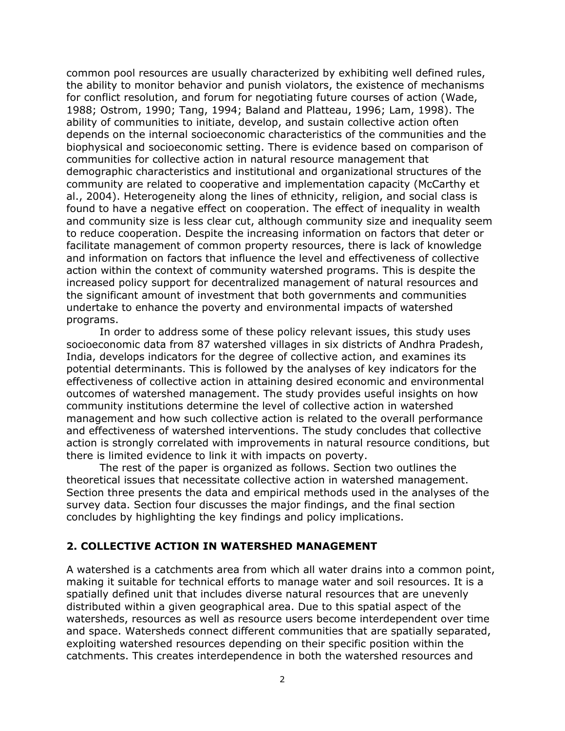common pool resources are usually characterized by exhibiting well defined rules, the ability to monitor behavior and punish violators, the existence of mechanisms for conflict resolution, and forum for negotiating future courses of action (Wade, 1988; Ostrom, 1990; Tang, 1994; Baland and Platteau, 1996; Lam, 1998). The ability of communities to initiate, develop, and sustain collective action often depends on the internal socioeconomic characteristics of the communities and the biophysical and socioeconomic setting. There is evidence based on comparison of communities for collective action in natural resource management that demographic characteristics and institutional and organizational structures of the community are related to cooperative and implementation capacity (McCarthy et al., 2004). Heterogeneity along the lines of ethnicity, religion, and social class is found to have a negative effect on cooperation. The effect of inequality in wealth and community size is less clear cut, although community size and inequality seem to reduce cooperation. Despite the increasing information on factors that deter or facilitate management of common property resources, there is lack of knowledge and information on factors that influence the level and effectiveness of collective action within the context of community watershed programs. This is despite the increased policy support for decentralized management of natural resources and the significant amount of investment that both governments and communities undertake to enhance the poverty and environmental impacts of watershed programs.

In order to address some of these policy relevant issues, this study uses socioeconomic data from 87 watershed villages in six districts of Andhra Pradesh, India, develops indicators for the degree of collective action, and examines its potential determinants. This is followed by the analyses of key indicators for the effectiveness of collective action in attaining desired economic and environmental outcomes of watershed management. The study provides useful insights on how community institutions determine the level of collective action in watershed management and how such collective action is related to the overall performance and effectiveness of watershed interventions. The study concludes that collective action is strongly correlated with improvements in natural resource conditions, but there is limited evidence to link it with impacts on poverty.

The rest of the paper is organized as follows. Section two outlines the theoretical issues that necessitate collective action in watershed management. Section three presents the data and empirical methods used in the analyses of the survey data. Section four discusses the major findings, and the final section concludes by highlighting the key findings and policy implications.

## 2. COLLECTIVE ACTION IN WATERSHED MANAGEMENT

A watershed is a catchments area from which all water drains into a common point, making it suitable for technical efforts to manage water and soil resources. It is a spatially defined unit that includes diverse natural resources that are unevenly distributed within a given geographical area. Due to this spatial aspect of the watersheds, resources as well as resource users become interdependent over time and space. Watersheds connect different communities that are spatially separated, exploiting watershed resources depending on their specific position within the catchments. This creates interdependence in both the watershed resources and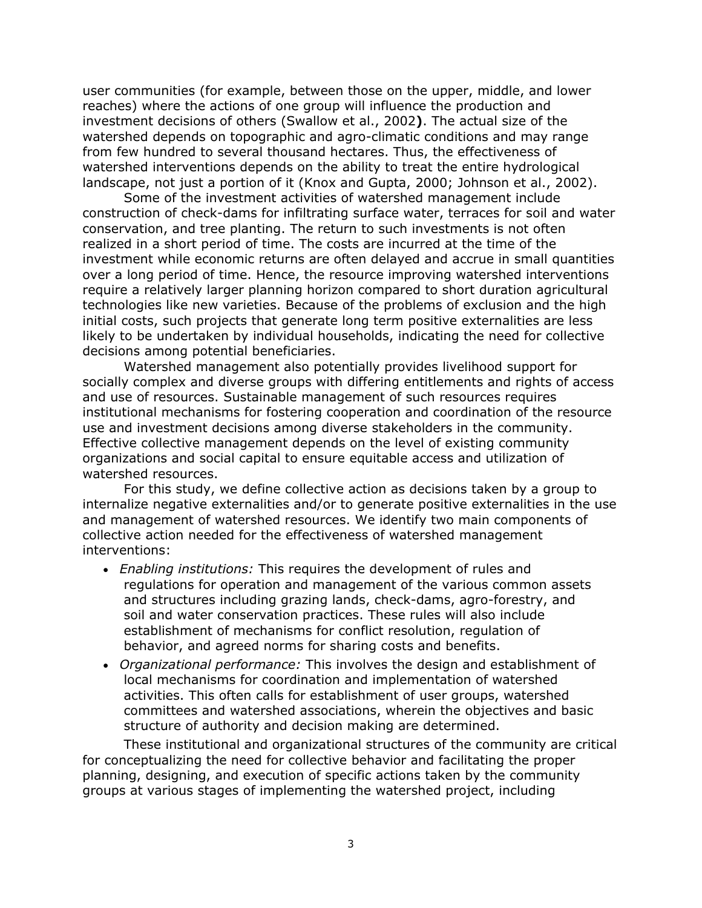user communities (for example, between those on the upper, middle, and lower reaches) where the actions of one group will influence the production and investment decisions of others (Swallow et al., 2002**)**. The actual size of the watershed depends on topographic and agro-climatic conditions and may range from few hundred to several thousand hectares. Thus, the effectiveness of watershed interventions depends on the ability to treat the entire hydrological landscape, not just a portion of it (Knox and Gupta, 2000; Johnson et al., 2002).

Some of the investment activities of watershed management include construction of check-dams for infiltrating surface water, terraces for soil and water conservation, and tree planting. The return to such investments is not often realized in a short period of time. The costs are incurred at the time of the investment while economic returns are often delayed and accrue in small quantities over a long period of time. Hence, the resource improving watershed interventions require a relatively larger planning horizon compared to short duration agricultural technologies like new varieties. Because of the problems of exclusion and the high initial costs, such projects that generate long term positive externalities are less likely to be undertaken by individual households, indicating the need for collective decisions among potential beneficiaries.

Watershed management also potentially provides livelihood support for socially complex and diverse groups with differing entitlements and rights of access and use of resources. Sustainable management of such resources requires institutional mechanisms for fostering cooperation and coordination of the resource use and investment decisions among diverse stakeholders in the community. Effective collective management depends on the level of existing community organizations and social capital to ensure equitable access and utilization of watershed resources.

For this study, we define collective action as decisions taken by a group to internalize negative externalities and/or to generate positive externalities in the use and management of watershed resources. We identify two main components of collective action needed for the effectiveness of watershed management interventions:

- *Enabling institutions:* This requires the development of rules and regulations for operation and management of the various common assets and structures including grazing lands, check-dams, agro-forestry, and soil and water conservation practices. These rules will also include establishment of mechanisms for conflict resolution, regulation of behavior, and agreed norms for sharing costs and benefits.
- *Organizational performance:* This involves the design and establishment of local mechanisms for coordination and implementation of watershed activities. This often calls for establishment of user groups, watershed committees and watershed associations, wherein the objectives and basic structure of authority and decision making are determined.

These institutional and organizational structures of the community are critical for conceptualizing the need for collective behavior and facilitating the proper planning, designing, and execution of specific actions taken by the community groups at various stages of implementing the watershed project, including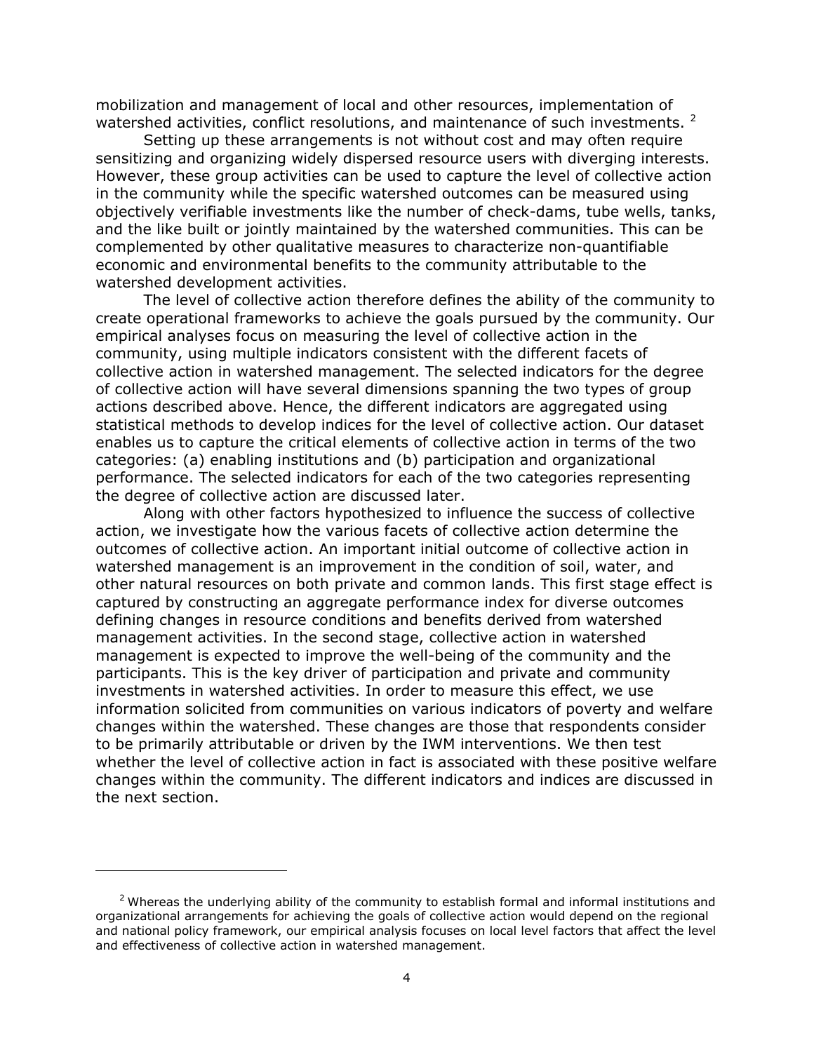mobilization and management of local and other resources, implementation of watershed activities, conflict resolutions, and maintenance of such investments. [2]

Setting up these arrangements is not without cost and may often require sensitizing and organizing widely dispersed resource users with diverging interests. However, these group activities can be used to capture the level of collective action in the community while the specific watershed outcomes can be measured using objectively verifiable investments like the number of check-dams, tube wells, tanks, and the like built or jointly maintained by the watershed communities. This can be complemented by other qualitative measures to characterize non-quantifiable economic and environmental benefits to the community attributable to the watershed development activities.

The level of collective action therefore defines the ability of the community to create operational frameworks to achieve the goals pursued by the community. Our empirical analyses focus on measuring the level of collective action in the community, using multiple indicators consistent with the different facets of collective action in watershed management. The selected indicators for the degree of collective action will have several dimensions spanning the two types of group actions described above. Hence, the different indicators are aggregated using statistical methods to develop indices for the level of collective action. Our dataset enables us to capture the critical elements of collective action in terms of the two categories: (a) enabling institutions and (b) participation and organizational performance. The selected indicators for each of the two categories representing the degree of collective action are discussed later.

Along with other factors hypothesized to influence the success of collective action, we investigate how the various facets of collective action determine the outcomes of collective action. An important initial outcome of collective action in watershed management is an improvement in the condition of soil, water, and other natural resources on both private and common lands. This first stage effect is captured by constructing an aggregate performance index for diverse outcomes defining changes in resource conditions and benefits derived from watershed management activities. In the second stage, collective action in watershed management is expected to improve the well-being of the community and the participants. This is the key driver of participation and private and community investments in watershed activities. In order to measure this effect, we use information solicited from communities on various indicators of poverty and welfare changes within the watershed. These changes are those that respondents consider to be primarily attributable or driven by the IWM interventions. We then test whether the level of collective action in fact is associated with these positive welfare changes within the community. The different indicators and indices are discussed in the next section.

---

[2] Whereas the underlying ability of the community to establish formal and informal institutions and organizational arrangements for achieving the goals of collective action would depend on the regional and national policy framework, our empirical analysis focuses on local level factors that affect the level and effectiveness of collective action in watershed management.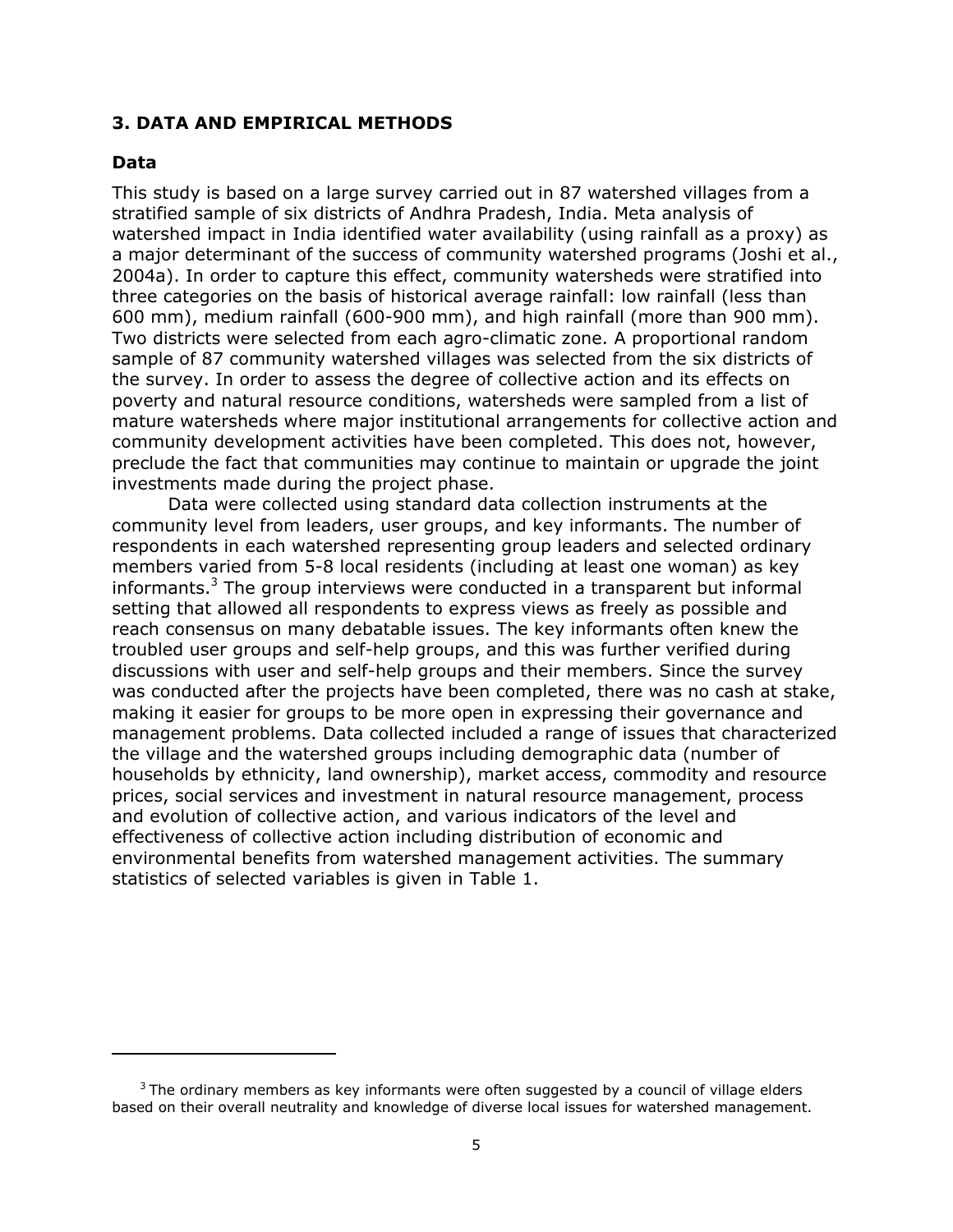## 3. DATA AND EMPIRICAL METHODS

### Data

This study is based on a large survey carried out in 87 watershed villages from a stratified sample of six districts of Andhra Pradesh, India. Meta analysis of watershed impact in India identified water availability (using rainfall as a proxy) as a major determinant of the success of community watershed programs (Joshi et al., 2004a). In order to capture this effect, community watersheds were stratified into three categories on the basis of historical average rainfall: low rainfall (less than 600 mm), medium rainfall (600-900 mm), and high rainfall (more than 900 mm). Two districts were selected from each agro-climatic zone. A proportional random sample of 87 community watershed villages was selected from the six districts of the survey. In order to assess the degree of collective action and its effects on poverty and natural resource conditions, watersheds were sampled from a list of mature watersheds where major institutional arrangements for collective action and community development activities have been completed. This does not, however, preclude the fact that communities may continue to maintain or upgrade the joint investments made during the project phase.

Data were collected using standard data collection instruments at the community level from leaders, user groups, and key informants. The number of respondents in each watershed representing group leaders and selected ordinary members varied from 5-8 local residents (including at least one woman) as key informants.[3] The group interviews were conducted in a transparent but informal setting that allowed all respondents to express views as freely as possible and reach consensus on many debatable issues. The key informants often knew the troubled user groups and self-help groups, and this was further verified during discussions with user and self-help groups and their members. Since the survey was conducted after the projects have been completed, there was no cash at stake, making it easier for groups to be more open in expressing their governance and management problems. Data collected included a range of issues that characterized the village and the watershed groups including demographic data (number of households by ethnicity, land ownership), market access, commodity and resource prices, social services and investment in natural resource management, process and evolution of collective action, and various indicators of the level and effectiveness of collective action including distribution of economic and environmental benefits from watershed management activities. The summary statistics of selected variables is given in Table 1.

---

[3] The ordinary members as key informants were often suggested by a council of village elders based on their overall neutrality and knowledge of diverse local issues for watershed management.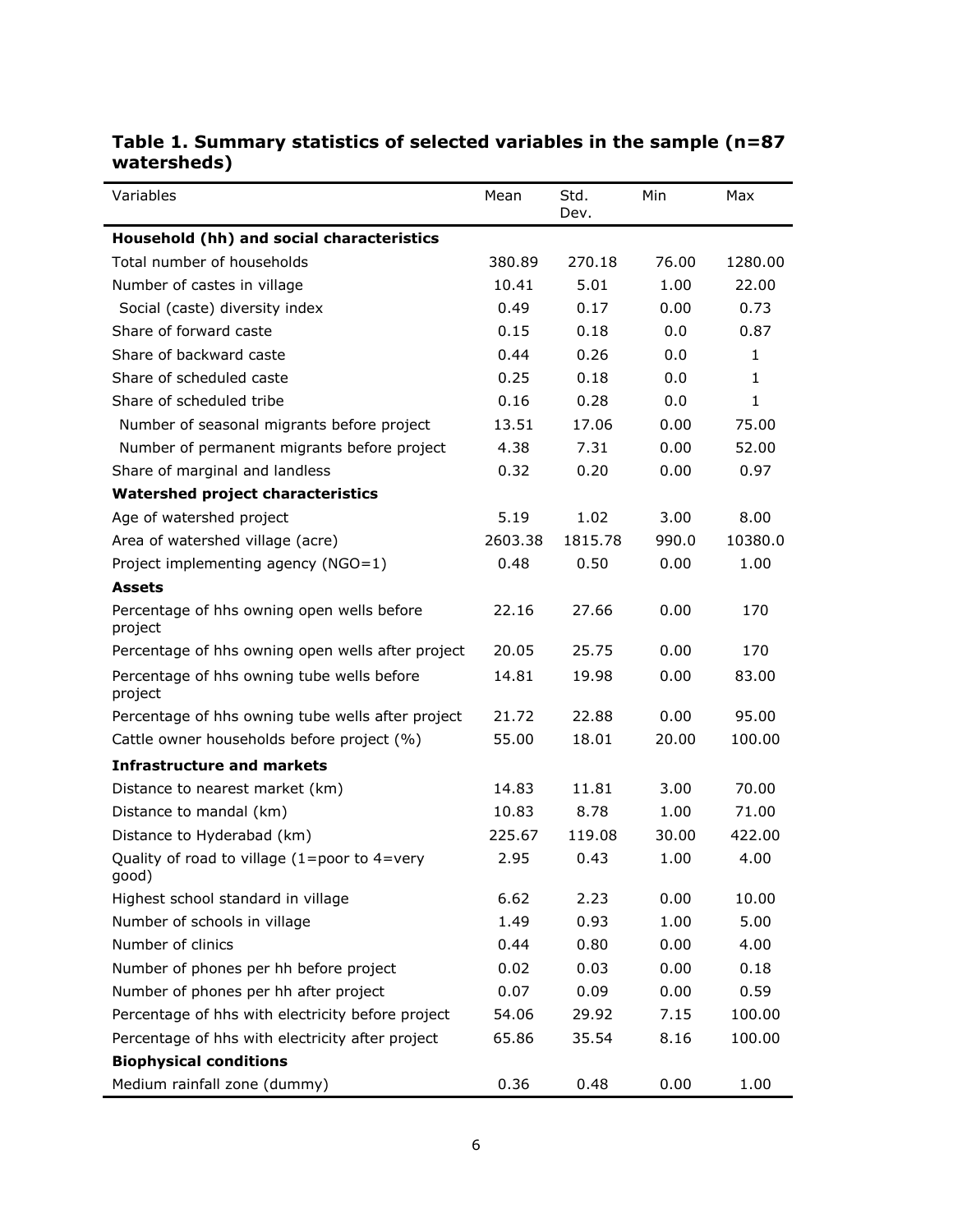**Table 1. Summary statistics of selected variables in the sample (n=87 watersheds)**

| Variables | Mean | Std. Dev. | Min | Max |
|---|---|---|---|---|
| **Household (hh) and social characteristics** | | | | |
| Total number of households | 380.89 | 270.18 | 76.00 | 1280.00 |
| Number of castes in village | 10.41 | 5.01 | 1.00 | 22.00 |
| Social (caste) diversity index | 0.49 | 0.17 | 0.00 | 0.73 |
| Share of forward caste | 0.15 | 0.18 | 0.0 | 0.87 |
| Share of backward caste | 0.44 | 0.26 | 0.0 | 1 |
| Share of scheduled caste | 0.25 | 0.18 | 0.0 | 1 |
| Share of scheduled tribe | 0.16 | 0.28 | 0.0 | 1 |
| Number of seasonal migrants before project | 13.51 | 17.06 | 0.00 | 75.00 |
| Number of permanent migrants before project | 4.38 | 7.31 | 0.00 | 52.00 |
| Share of marginal and landless | 0.32 | 0.20 | 0.00 | 0.97 |
| **Watershed project characteristics** | | | | |
| Age of watershed project | 5.19 | 1.02 | 3.00 | 8.00 |
| Area of watershed village (acre) | 2603.38 | 1815.78 | 990.0 | 10380.0 |
| Project implementing agency (NGO=1) | 0.48 | 0.50 | 0.00 | 1.00 |
| **Assets** | | | | |
| Percentage of hhs owning open wells before project | 22.16 | 27.66 | 0.00 | 170 |
| Percentage of hhs owning open wells after project | 20.05 | 25.75 | 0.00 | 170 |
| Percentage of hhs owning tube wells before project | 14.81 | 19.98 | 0.00 | 83.00 |
| Percentage of hhs owning tube wells after project | 21.72 | 22.88 | 0.00 | 95.00 |
| Cattle owner households before project (%) | 55.00 | 18.01 | 20.00 | 100.00 |
| **Infrastructure and markets** | | | | |
| Distance to nearest market (km) | 14.83 | 11.81 | 3.00 | 70.00 |
| Distance to mandal (km) | 10.83 | 8.78 | 1.00 | 71.00 |
| Distance to Hyderabad (km) | 225.67 | 119.08 | 30.00 | 422.00 |
| Quality of road to village (1=poor to 4=very good) | 2.95 | 0.43 | 1.00 | 4.00 |
| Highest school standard in village | 6.62 | 2.23 | 0.00 | 10.00 |
| Number of schools in village | 1.49 | 0.93 | 1.00 | 5.00 |
| Number of clinics | 0.44 | 0.80 | 0.00 | 4.00 |
| Number of phones per hh before project | 0.02 | 0.03 | 0.00 | 0.18 |
| Number of phones per hh after project | 0.07 | 0.09 | 0.00 | 0.59 |
| Percentage of hhs with electricity before project | 54.06 | 29.92 | 7.15 | 100.00 |
| Percentage of hhs with electricity after project | 65.86 | 35.54 | 8.16 | 100.00 |
| **Biophysical conditions** | | | | |
| Medium rainfall zone (dummy) | 0.36 | 0.48 | 0.00 | 1.00 |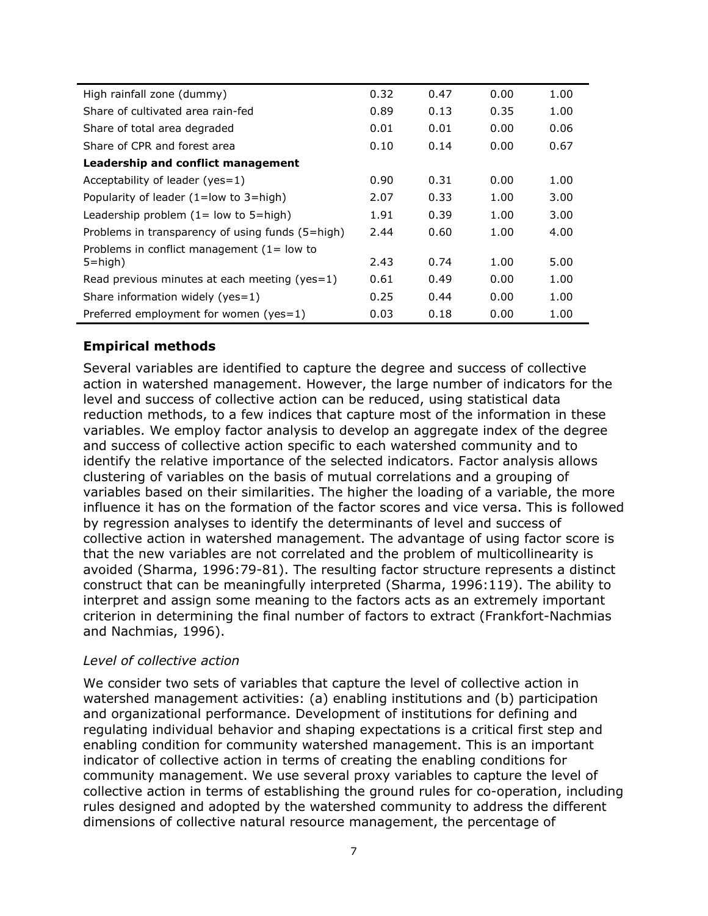| | | | | |
|---|---|---|---|---|
| High rainfall zone (dummy) | 0.32 | 0.47 | 0.00 | 1.00 |
| Share of cultivated area rain-fed | 0.89 | 0.13 | 0.35 | 1.00 |
| Share of total area degraded | 0.01 | 0.01 | 0.00 | 0.06 |
| Share of CPR and forest area | 0.10 | 0.14 | 0.00 | 0.67 |
| **Leadership and conflict management** | | | | |
| Acceptability of leader (yes=1) | 0.90 | 0.31 | 0.00 | 1.00 |
| Popularity of leader (1=low to 3=high) | 2.07 | 0.33 | 1.00 | 3.00 |
| Leadership problem (1= low to 5=high) | 1.91 | 0.39 | 1.00 | 3.00 |
| Problems in transparency of using funds (5=high) | 2.44 | 0.60 | 1.00 | 4.00 |
| Problems in conflict management (1= low to 5=high) | 2.43 | 0.74 | 1.00 | 5.00 |
| Read previous minutes at each meeting (yes=1) | 0.61 | 0.49 | 0.00 | 1.00 |
| Share information widely (yes=1) | 0.25 | 0.44 | 0.00 | 1.00 |
| Preferred employment for women (yes=1) | 0.03 | 0.18 | 0.00 | 1.00 |

## Empirical methods

Several variables are identified to capture the degree and success of collective action in watershed management. However, the large number of indicators for the level and success of collective action can be reduced, using statistical data reduction methods, to a few indices that capture most of the information in these variables. We employ factor analysis to develop an aggregate index of the degree and success of collective action specific to each watershed community and to identify the relative importance of the selected indicators. Factor analysis allows clustering of variables on the basis of mutual correlations and a grouping of variables based on their similarities. The higher the loading of a variable, the more influence it has on the formation of the factor scores and vice versa. This is followed by regression analyses to identify the determinants of level and success of collective action in watershed management. The advantage of using factor score is that the new variables are not correlated and the problem of multicollinearity is avoided (Sharma, 1996:79-81). The resulting factor structure represents a distinct construct that can be meaningfully interpreted (Sharma, 1996:119). The ability to interpret and assign some meaning to the factors acts as an extremely important criterion in determining the final number of factors to extract (Frankfort-Nachmias and Nachmias, 1996).

### *Level of collective action*

We consider two sets of variables that capture the level of collective action in watershed management activities: (a) enabling institutions and (b) participation and organizational performance. Development of institutions for defining and regulating individual behavior and shaping expectations is a critical first step and enabling condition for community watershed management. This is an important indicator of collective action in terms of creating the enabling conditions for community management. We use several proxy variables to capture the level of collective action in terms of establishing the ground rules for co-operation, including rules designed and adopted by the watershed community to address the different dimensions of collective natural resource management, the percentage of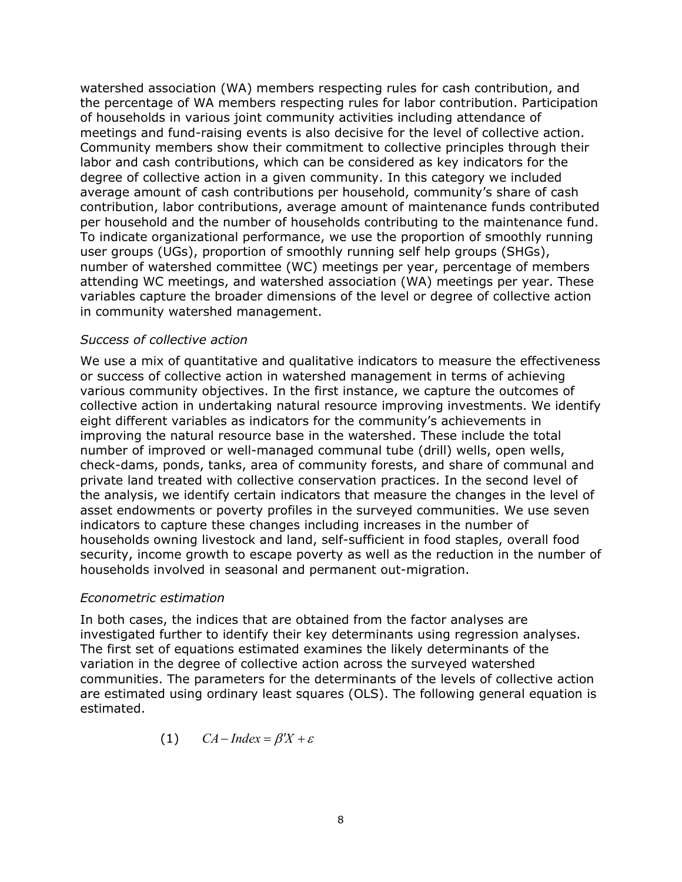watershed association (WA) members respecting rules for cash contribution, and the percentage of WA members respecting rules for labor contribution. Participation of households in various joint community activities including attendance of meetings and fund-raising events is also decisive for the level of collective action. Community members show their commitment to collective principles through their labor and cash contributions, which can be considered as key indicators for the degree of collective action in a given community. In this category we included average amount of cash contributions per household, community's share of cash contribution, labor contributions, average amount of maintenance funds contributed per household and the number of households contributing to the maintenance fund. To indicate organizational performance, we use the proportion of smoothly running user groups (UGs), proportion of smoothly running self help groups (SHGs), number of watershed committee (WC) meetings per year, percentage of members attending WC meetings, and watershed association (WA) meetings per year. These variables capture the broader dimensions of the level or degree of collective action in community watershed management.

*Success of collective action*

We use a mix of quantitative and qualitative indicators to measure the effectiveness or success of collective action in watershed management in terms of achieving various community objectives. In the first instance, we capture the outcomes of collective action in undertaking natural resource improving investments. We identify eight different variables as indicators for the community's achievements in improving the natural resource base in the watershed. These include the total number of improved or well-managed communal tube (drill) wells, open wells, check-dams, ponds, tanks, area of community forests, and share of communal and private land treated with collective conservation practices. In the second level of the analysis, we identify certain indicators that measure the changes in the level of asset endowments or poverty profiles in the surveyed communities. We use seven indicators to capture these changes including increases in the number of households owning livestock and land, self-sufficient in food staples, overall food security, income growth to escape poverty as well as the reduction in the number of households involved in seasonal and permanent out-migration.

*Econometric estimation*

In both cases, the indices that are obtained from the factor analyses are investigated further to identify their key determinants using regression analyses. The first set of equations estimated examines the likely determinants of the variation in the degree of collective action across the surveyed watershed communities. The parameters for the determinants of the levels of collective action are estimated using ordinary least squares (OLS). The following general equation is estimated.

$$(1) \qquad CA - Index = \beta' X + \varepsilon$$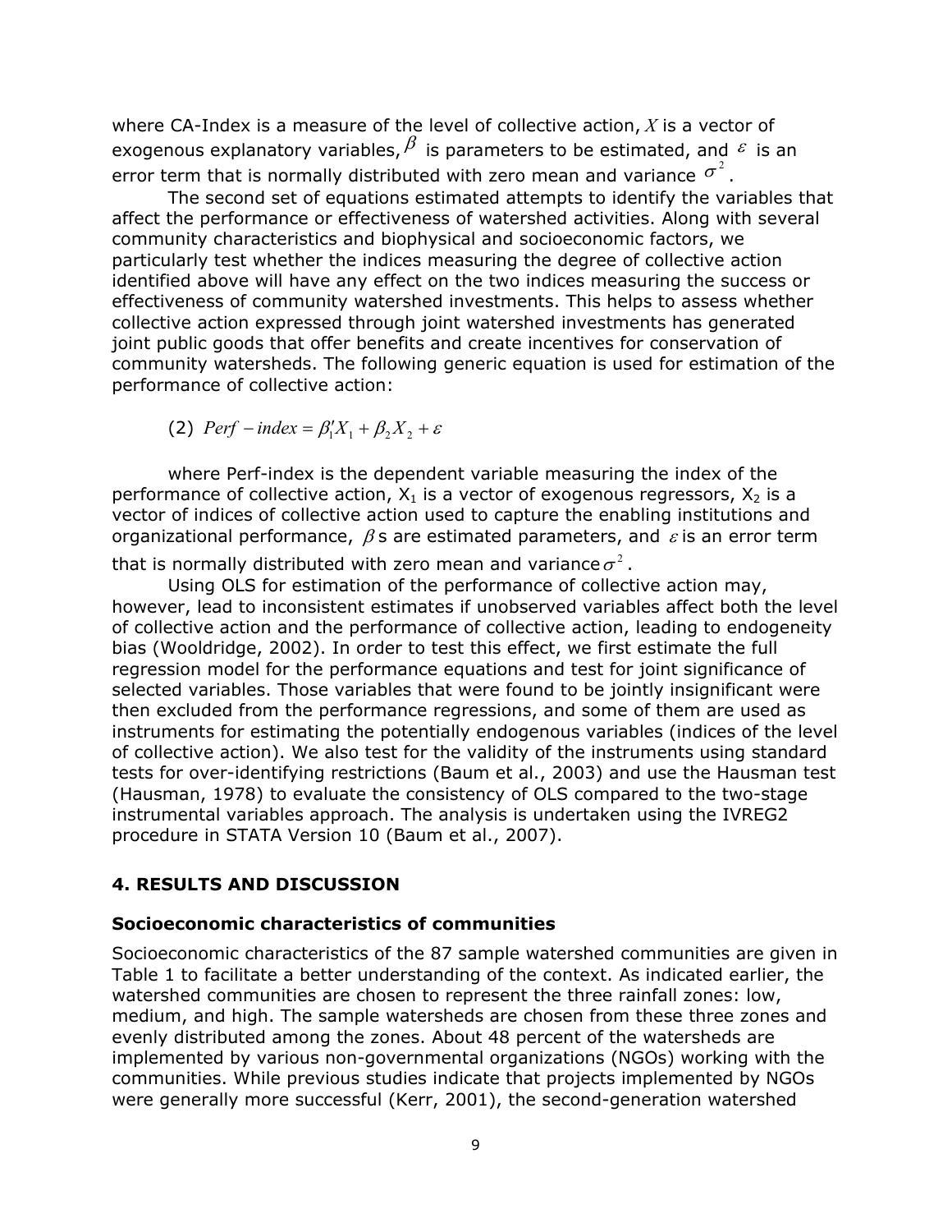where CA-Index is a measure of the level of collective action, $X$ is a vector of exogenous explanatory variables, $\beta$ is parameters to be estimated, and $\varepsilon$ is an error term that is normally distributed with zero mean and variance $\sigma^2$.

The second set of equations estimated attempts to identify the variables that affect the performance or effectiveness of watershed activities. Along with several community characteristics and biophysical and socioeconomic factors, we particularly test whether the indices measuring the degree of collective action identified above will have any effect on the two indices measuring the success or effectiveness of community watershed investments. This helps to assess whether collective action expressed through joint watershed investments has generated joint public goods that offer benefits and create incentives for conservation of community watersheds. The following generic equation is used for estimation of the performance of collective action:

$$(2)\ Perf - index = \beta_1' X_1 + \beta_2 X_2 + \varepsilon$$

where Perf-index is the dependent variable measuring the index of the performance of collective action, $X_1$ is a vector of exogenous regressors, $X_2$ is a vector of indices of collective action used to capture the enabling institutions and organizational performance, $\beta$ s are estimated parameters, and $\varepsilon$ is an error term that is normally distributed with zero mean and variance $\sigma^2$.

Using OLS for estimation of the performance of collective action may, however, lead to inconsistent estimates if unobserved variables affect both the level of collective action and the performance of collective action, leading to endogeneity bias (Wooldridge, 2002). In order to test this effect, we first estimate the full regression model for the performance equations and test for joint significance of selected variables. Those variables that were found to be jointly insignificant were then excluded from the performance regressions, and some of them are used as instruments for estimating the potentially endogenous variables (indices of the level of collective action). We also test for the validity of the instruments using standard tests for over-identifying restrictions (Baum et al., 2003) and use the Hausman test (Hausman, 1978) to evaluate the consistency of OLS compared to the two-stage instrumental variables approach. The analysis is undertaken using the IVREG2 procedure in STATA Version 10 (Baum et al., 2007).

## 4. RESULTS AND DISCUSSION

### Socioeconomic characteristics of communities

Socioeconomic characteristics of the 87 sample watershed communities are given in Table 1 to facilitate a better understanding of the context. As indicated earlier, the watershed communities are chosen to represent the three rainfall zones: low, medium, and high. The sample watersheds are chosen from these three zones and evenly distributed among the zones. About 48 percent of the watersheds are implemented by various non-governmental organizations (NGOs) working with the communities. While previous studies indicate that projects implemented by NGOs were generally more successful (Kerr, 2001), the second-generation watershed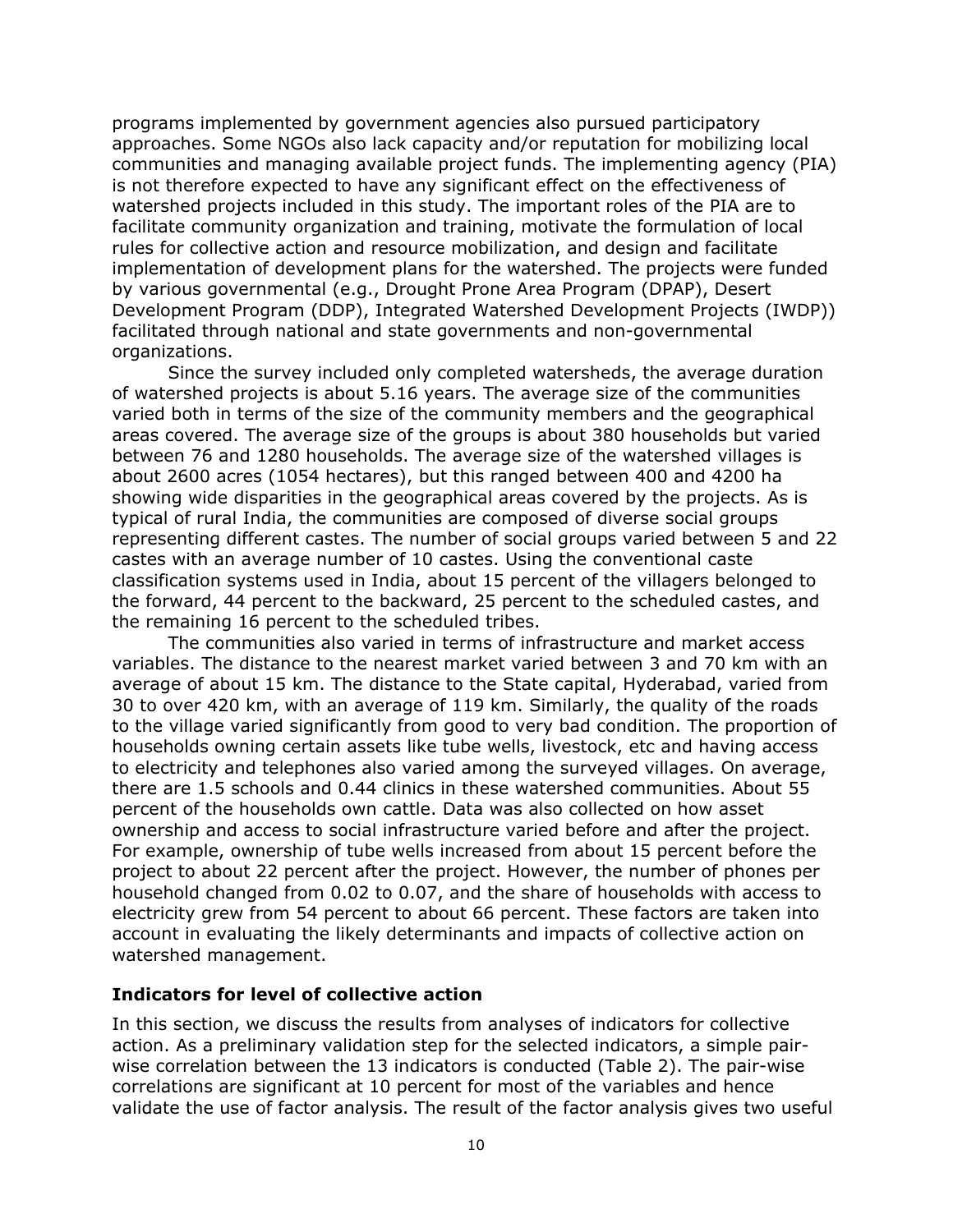programs implemented by government agencies also pursued participatory approaches. Some NGOs also lack capacity and/or reputation for mobilizing local communities and managing available project funds. The implementing agency (PIA) is not therefore expected to have any significant effect on the effectiveness of watershed projects included in this study. The important roles of the PIA are to facilitate community organization and training, motivate the formulation of local rules for collective action and resource mobilization, and design and facilitate implementation of development plans for the watershed. The projects were funded by various governmental (e.g., Drought Prone Area Program (DPAP), Desert Development Program (DDP), Integrated Watershed Development Projects (IWDP)) facilitated through national and state governments and non-governmental organizations.

Since the survey included only completed watersheds, the average duration of watershed projects is about 5.16 years. The average size of the communities varied both in terms of the size of the community members and the geographical areas covered. The average size of the groups is about 380 households but varied between 76 and 1280 households. The average size of the watershed villages is about 2600 acres (1054 hectares), but this ranged between 400 and 4200 ha showing wide disparities in the geographical areas covered by the projects. As is typical of rural India, the communities are composed of diverse social groups representing different castes. The number of social groups varied between 5 and 22 castes with an average number of 10 castes. Using the conventional caste classification systems used in India, about 15 percent of the villagers belonged to the forward, 44 percent to the backward, 25 percent to the scheduled castes, and the remaining 16 percent to the scheduled tribes.

The communities also varied in terms of infrastructure and market access variables. The distance to the nearest market varied between 3 and 70 km with an average of about 15 km. The distance to the State capital, Hyderabad, varied from 30 to over 420 km, with an average of 119 km. Similarly, the quality of the roads to the village varied significantly from good to very bad condition. The proportion of households owning certain assets like tube wells, livestock, etc and having access to electricity and telephones also varied among the surveyed villages. On average, there are 1.5 schools and 0.44 clinics in these watershed communities. About 55 percent of the households own cattle. Data was also collected on how asset ownership and access to social infrastructure varied before and after the project. For example, ownership of tube wells increased from about 15 percent before the project to about 22 percent after the project. However, the number of phones per household changed from 0.02 to 0.07, and the share of households with access to electricity grew from 54 percent to about 66 percent. These factors are taken into account in evaluating the likely determinants and impacts of collective action on watershed management.

### Indicators for level of collective action

In this section, we discuss the results from analyses of indicators for collective action. As a preliminary validation step for the selected indicators, a simple pair-wise correlation between the 13 indicators is conducted (Table 2). The pair-wise correlations are significant at 10 percent for most of the variables and hence validate the use of factor analysis. The result of the factor analysis gives two useful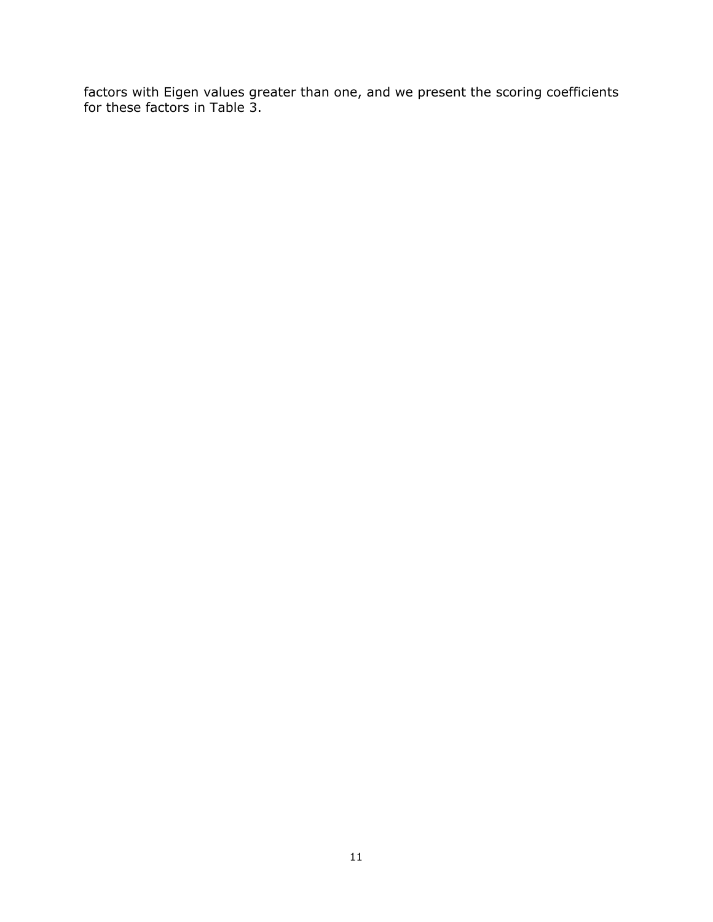factors with Eigen values greater than one, and we present the scoring coefficients for these factors in Table 3.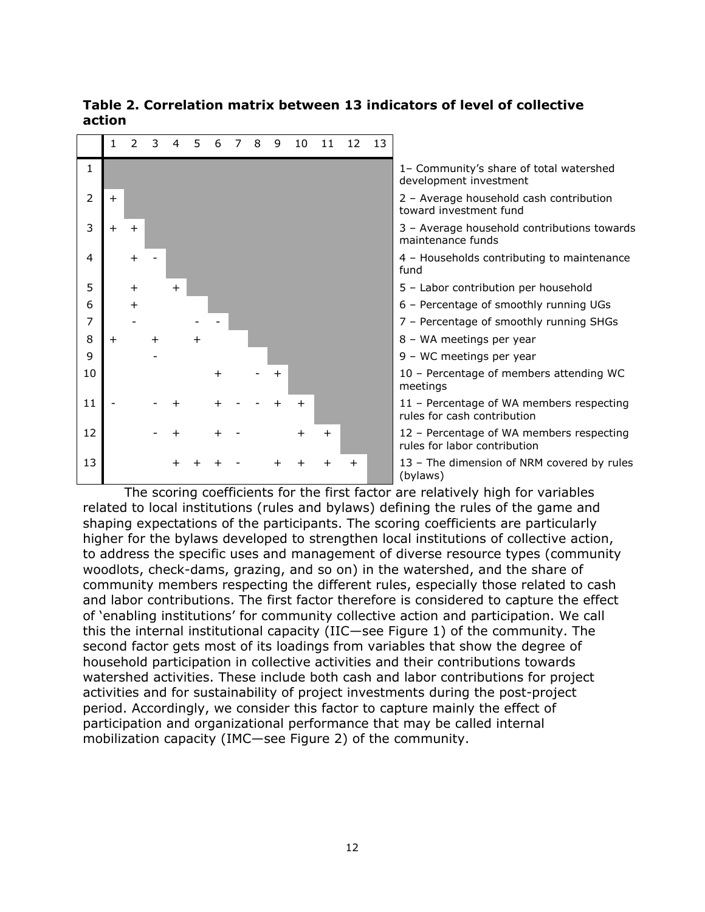**Table 2. Correlation matrix between 13 indicators of level of collective action**

| | 1 | 2 | 3 | 4 | 5 | 6 | 7 | 8 | 9 | 10 | 11 | 12 | 13 |
|---|---|---|---|---|---|---|---|---|---|---|---|---|---|
| 1 | | | | | | | | | | | | | |
| 2 | + | | | | | | | | | | | | |
| 3 | + | + | | | | | | | | | | | |
| 4 | | + | - | | | | | | | | | | |
| 5 | | + | | + | | | | | | | | | |
| 6 | | + | | | | | | | | | | | |
| 7 | | - | | | - | - | | | | | | | |
| 8 | + | | + | | + | | | | | | | | |
| 9 | | | - | | | | | | | | | | |
| 10 | | | | | | + | | - | + | | | | |
| 11 | - | | - | + | | + | - | - | + | + | | | |
| 12 | | | - | + | | + | - | | | + | + | | |
| 13 | | | | + | + | + | - | | + | + | + | + | |

1– Community's share of total watershed development investment
2 – Average household cash contribution toward investment fund
3 – Average household contributions towards maintenance funds
4 – Households contributing to maintenance fund
5 – Labor contribution per household
6 – Percentage of smoothly running UGs
7 – Percentage of smoothly running SHGs
8 – WA meetings per year
9 – WC meetings per year
10 – Percentage of members attending WC meetings
11 – Percentage of WA members respecting rules for cash contribution
12 – Percentage of WA members respecting rules for labor contribution
13 – The dimension of NRM covered by rules (bylaws)

The scoring coefficients for the first factor are relatively high for variables related to local institutions (rules and bylaws) defining the rules of the game and shaping expectations of the participants. The scoring coefficients are particularly higher for the bylaws developed to strengthen local institutions of collective action, to address the specific uses and management of diverse resource types (community woodlots, check-dams, grazing, and so on) in the watershed, and the share of community members respecting the different rules, especially those related to cash and labor contributions. The first factor therefore is considered to capture the effect of 'enabling institutions' for community collective action and participation. We call this the internal institutional capacity (IIC—see Figure 1) of the community. The second factor gets most of its loadings from variables that show the degree of household participation in collective activities and their contributions towards watershed activities. These include both cash and labor contributions for project activities and for sustainability of project investments during the post-project period. Accordingly, we consider this factor to capture mainly the effect of participation and organizational performance that may be called internal mobilization capacity (IMC—see Figure 2) of the community.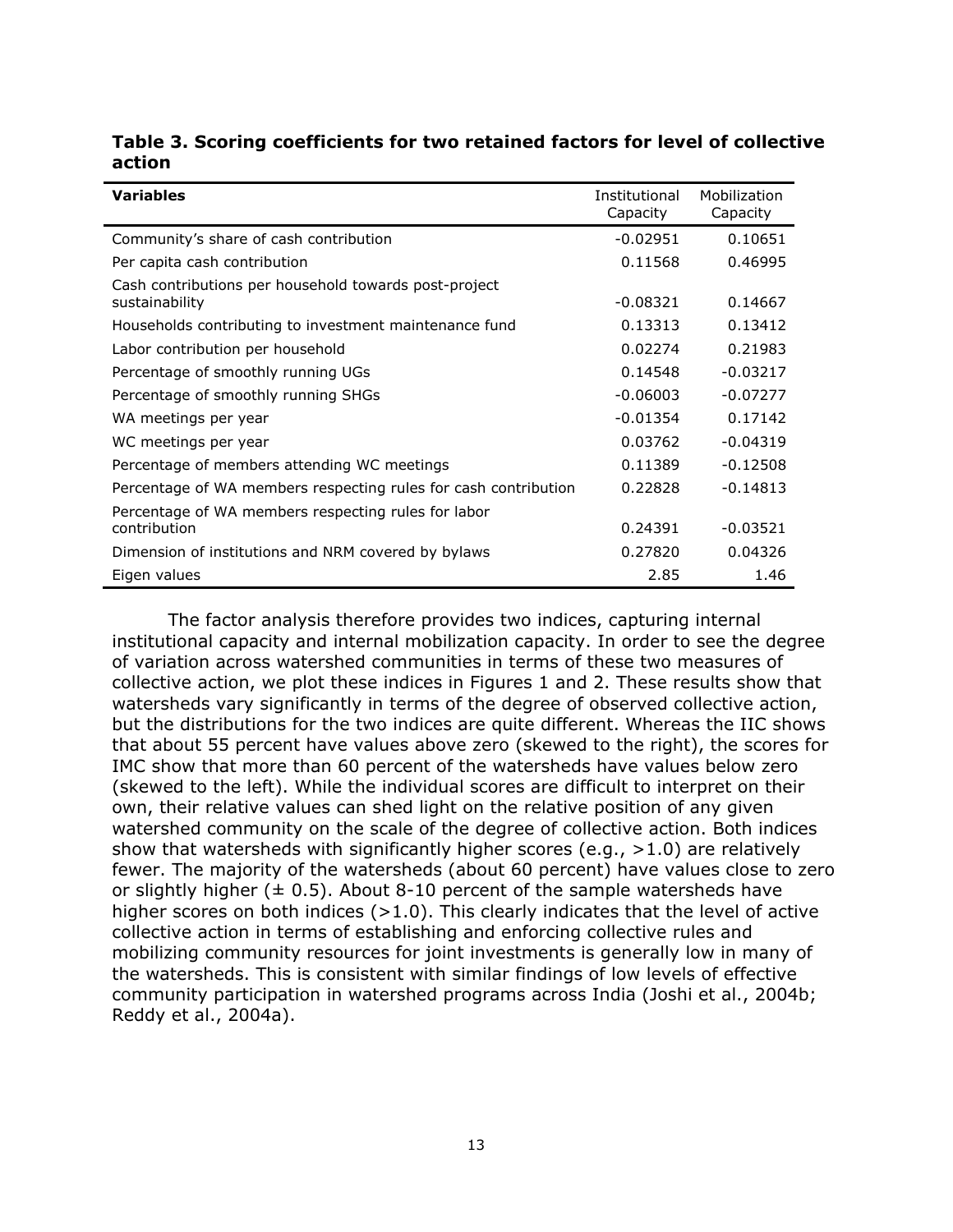**Table 3. Scoring coefficients for two retained factors for level of collective action**

| Variables | Institutional Capacity | Mobilization Capacity |
|---|---|---|
| Community's share of cash contribution | -0.02951 | 0.10651 |
| Per capita cash contribution | 0.11568 | 0.46995 |
| Cash contributions per household towards post-project sustainability | -0.08321 | 0.14667 |
| Households contributing to investment maintenance fund | 0.13313 | 0.13412 |
| Labor contribution per household | 0.02274 | 0.21983 |
| Percentage of smoothly running UGs | 0.14548 | -0.03217 |
| Percentage of smoothly running SHGs | -0.06003 | -0.07277 |
| WA meetings per year | -0.01354 | 0.17142 |
| WC meetings per year | 0.03762 | -0.04319 |
| Percentage of members attending WC meetings | 0.11389 | -0.12508 |
| Percentage of WA members respecting rules for cash contribution | 0.22828 | -0.14813 |
| Percentage of WA members respecting rules for labor contribution | 0.24391 | -0.03521 |
| Dimension of institutions and NRM covered by bylaws | 0.27820 | 0.04326 |
| Eigen values | 2.85 | 1.46 |

The factor analysis therefore provides two indices, capturing internal institutional capacity and internal mobilization capacity. In order to see the degree of variation across watershed communities in terms of these two measures of collective action, we plot these indices in Figures 1 and 2. These results show that watersheds vary significantly in terms of the degree of observed collective action, but the distributions for the two indices are quite different. Whereas the IIC shows that about 55 percent have values above zero (skewed to the right), the scores for IMC show that more than 60 percent of the watersheds have values below zero (skewed to the left). While the individual scores are difficult to interpret on their own, their relative values can shed light on the relative position of any given watershed community on the scale of the degree of collective action. Both indices show that watersheds with significantly higher scores (e.g., >1.0) are relatively fewer. The majority of the watersheds (about 60 percent) have values close to zero or slightly higher (± 0.5). About 8-10 percent of the sample watersheds have higher scores on both indices (>1.0). This clearly indicates that the level of active collective action in terms of establishing and enforcing collective rules and mobilizing community resources for joint investments is generally low in many of the watersheds. This is consistent with similar findings of low levels of effective community participation in watershed programs across India (Joshi et al., 2004b; Reddy et al., 2004a).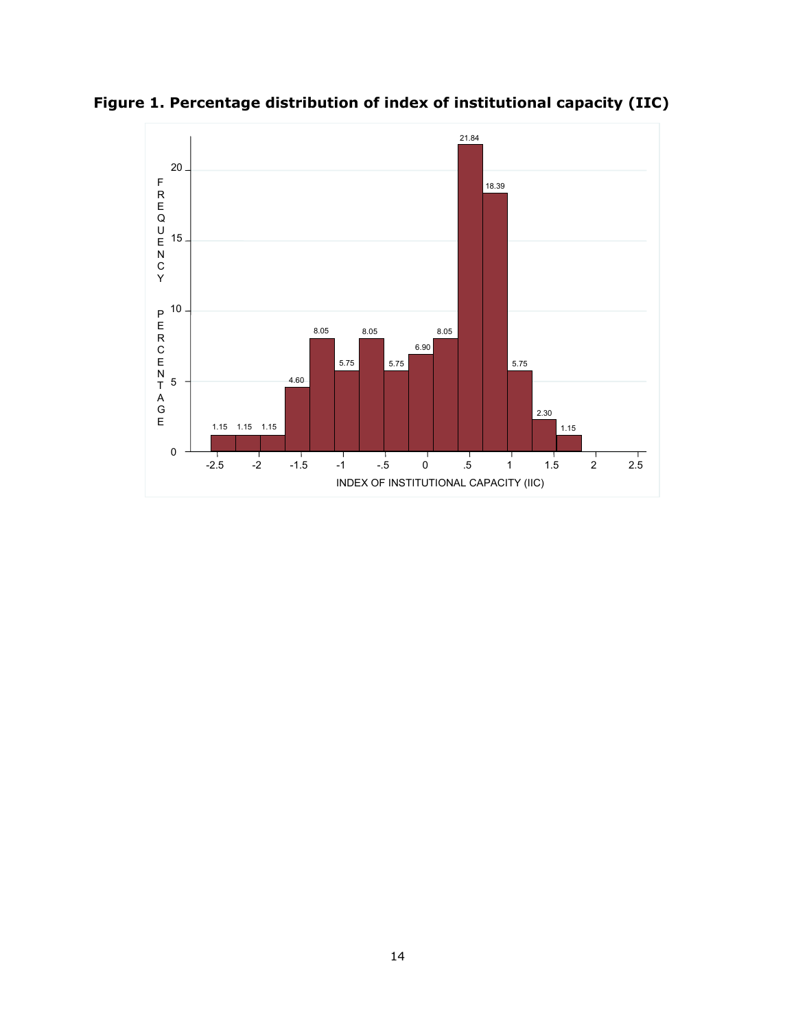**Figure 1. Percentage distribution of index of institutional capacity (IIC)**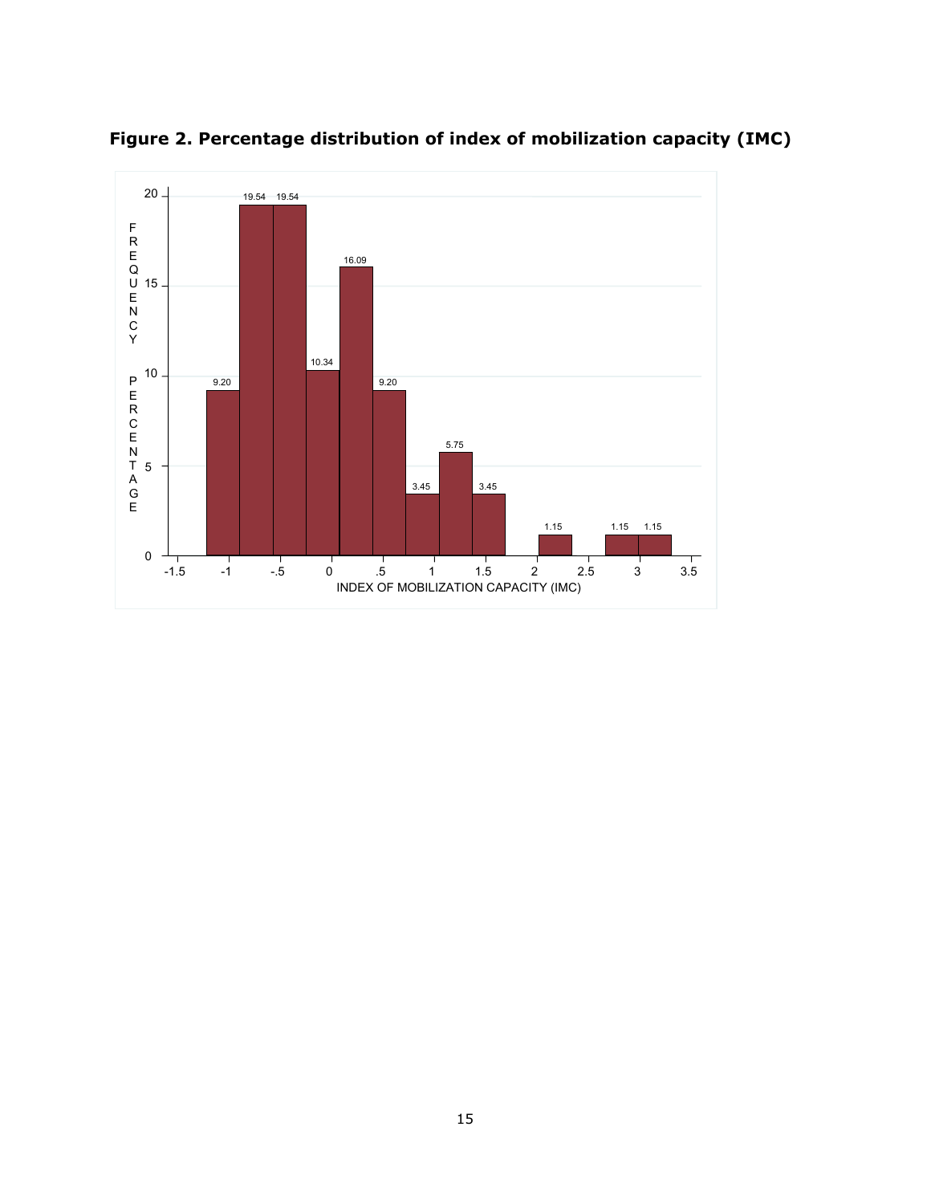**Figure 2. Percentage distribution of index of mobilization capacity (IMC)**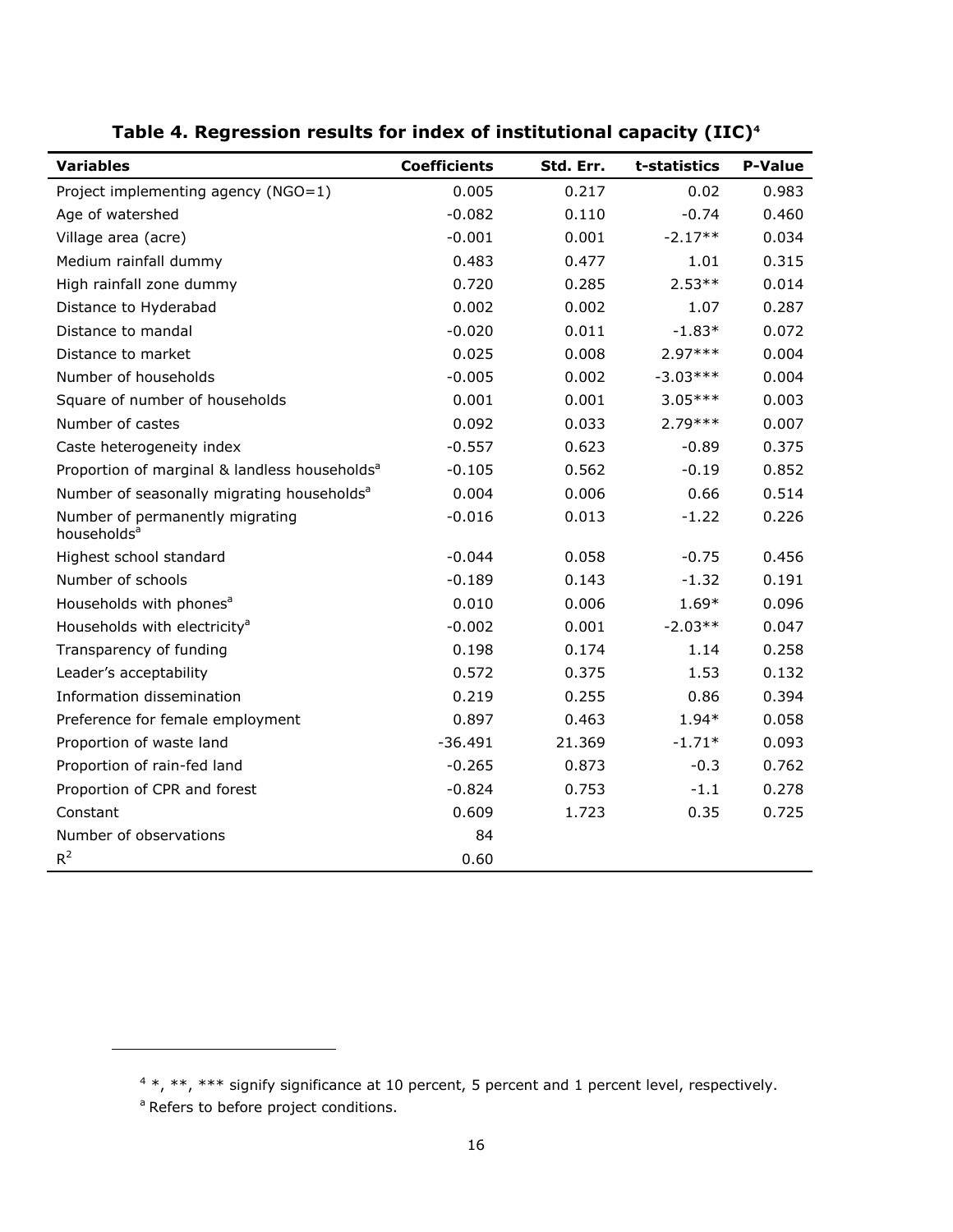**Table 4. Regression results for index of institutional capacity (IIC)[4]**

| Variables | Coefficients | Std. Err. | t-statistics | P-Value |
|---|---|---|---|---|
| Project implementing agency (NGO=1) | 0.005 | 0.217 | 0.02 | 0.983 |
| Age of watershed | -0.082 | 0.110 | -0.74 | 0.460 |
| Village area (acre) | -0.001 | 0.001 | -2.17** | 0.034 |
| Medium rainfall dummy | 0.483 | 0.477 | 1.01 | 0.315 |
| High rainfall zone dummy | 0.720 | 0.285 | 2.53** | 0.014 |
| Distance to Hyderabad | 0.002 | 0.002 | 1.07 | 0.287 |
| Distance to mandal | -0.020 | 0.011 | -1.83* | 0.072 |
| Distance to market | 0.025 | 0.008 | 2.97*** | 0.004 |
| Number of households | -0.005 | 0.002 | -3.03*** | 0.004 |
| Square of number of households | 0.001 | 0.001 | 3.05*** | 0.003 |
| Number of castes | 0.092 | 0.033 | 2.79*** | 0.007 |
| Caste heterogeneity index | -0.557 | 0.623 | -0.89 | 0.375 |
| Proportion of marginal & landless households[a] | -0.105 | 0.562 | -0.19 | 0.852 |
| Number of seasonally migrating households[a] | 0.004 | 0.006 | 0.66 | 0.514 |
| Number of permanently migrating households[a] | -0.016 | 0.013 | -1.22 | 0.226 |
| Highest school standard | -0.044 | 0.058 | -0.75 | 0.456 |
| Number of schools | -0.189 | 0.143 | -1.32 | 0.191 |
| Households with phones[a] | 0.010 | 0.006 | 1.69* | 0.096 |
| Households with electricity[a] | -0.002 | 0.001 | -2.03** | 0.047 |
| Transparency of funding | 0.198 | 0.174 | 1.14 | 0.258 |
| Leader's acceptability | 0.572 | 0.375 | 1.53 | 0.132 |
| Information dissemination | 0.219 | 0.255 | 0.86 | 0.394 |
| Preference for female employment | 0.897 | 0.463 | 1.94* | 0.058 |
| Proportion of waste land | -36.491 | 21.369 | -1.71* | 0.093 |
| Proportion of rain-fed land | -0.265 | 0.873 | -0.3 | 0.762 |
| Proportion of CPR and forest | -0.824 | 0.753 | -1.1 | 0.278 |
| Constant | 0.609 | 1.723 | 0.35 | 0.725 |
| Number of observations | 84 | | | |
| $R^2$ | 0.60 | | | |

[4] *, **, *** signify significance at 10 percent, 5 percent and 1 percent level, respectively.

[a] Refers to before project conditions.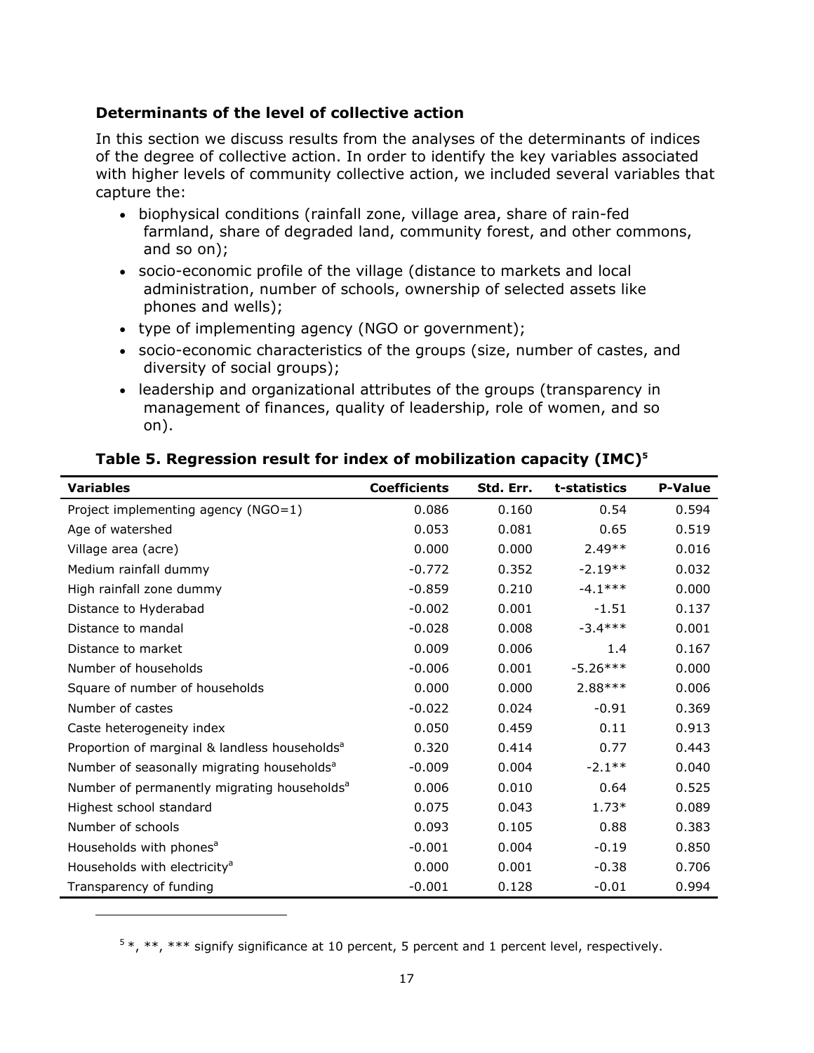### Determinants of the level of collective action

In this section we discuss results from the analyses of the determinants of indices of the degree of collective action. In order to identify the key variables associated with higher levels of community collective action, we included several variables that capture the:

- biophysical conditions (rainfall zone, village area, share of rain-fed farmland, share of degraded land, community forest, and other commons, and so on);
- socio-economic profile of the village (distance to markets and local administration, number of schools, ownership of selected assets like phones and wells);
- type of implementing agency (NGO or government);
- socio-economic characteristics of the groups (size, number of castes, and diversity of social groups);
- leadership and organizational attributes of the groups (transparency in management of finances, quality of leadership, role of women, and so on).

**Table 5. Regression result for index of mobilization capacity (IMC)[5]**

| Variables | Coefficients | Std. Err. | t-statistics | P-Value |
|---|---|---|---|---|
| Project implementing agency (NGO=1) | 0.086 | 0.160 | 0.54 | 0.594 |
| Age of watershed | 0.053 | 0.081 | 0.65 | 0.519 |
| Village area (acre) | 0.000 | 0.000 | 2.49** | 0.016 |
| Medium rainfall dummy | -0.772 | 0.352 | -2.19** | 0.032 |
| High rainfall zone dummy | -0.859 | 0.210 | -4.1*** | 0.000 |
| Distance to Hyderabad | -0.002 | 0.001 | -1.51 | 0.137 |
| Distance to mandal | -0.028 | 0.008 | -3.4*** | 0.001 |
| Distance to market | 0.009 | 0.006 | 1.4 | 0.167 |
| Number of households | -0.006 | 0.001 | -5.26*** | 0.000 |
| Square of number of households | 0.000 | 0.000 | 2.88*** | 0.006 |
| Number of castes | -0.022 | 0.024 | -0.91 | 0.369 |
| Caste heterogeneity index | 0.050 | 0.459 | 0.11 | 0.913 |
| Proportion of marginal & landless households[a] | 0.320 | 0.414 | 0.77 | 0.443 |
| Number of seasonally migrating households[a] | -0.009 | 0.004 | -2.1** | 0.040 |
| Number of permanently migrating households[a] | 0.006 | 0.010 | 0.64 | 0.525 |
| Highest school standard | 0.075 | 0.043 | 1.73* | 0.089 |
| Number of schools | 0.093 | 0.105 | 0.88 | 0.383 |
| Households with phones[a] | -0.001 | 0.004 | -0.19 | 0.850 |
| Households with electricity[a] | 0.000 | 0.001 | -0.38 | 0.706 |
| Transparency of funding | -0.001 | 0.128 | -0.01 | 0.994 |

[5] *, **, *** signify significance at 10 percent, 5 percent and 1 percent level, respectively.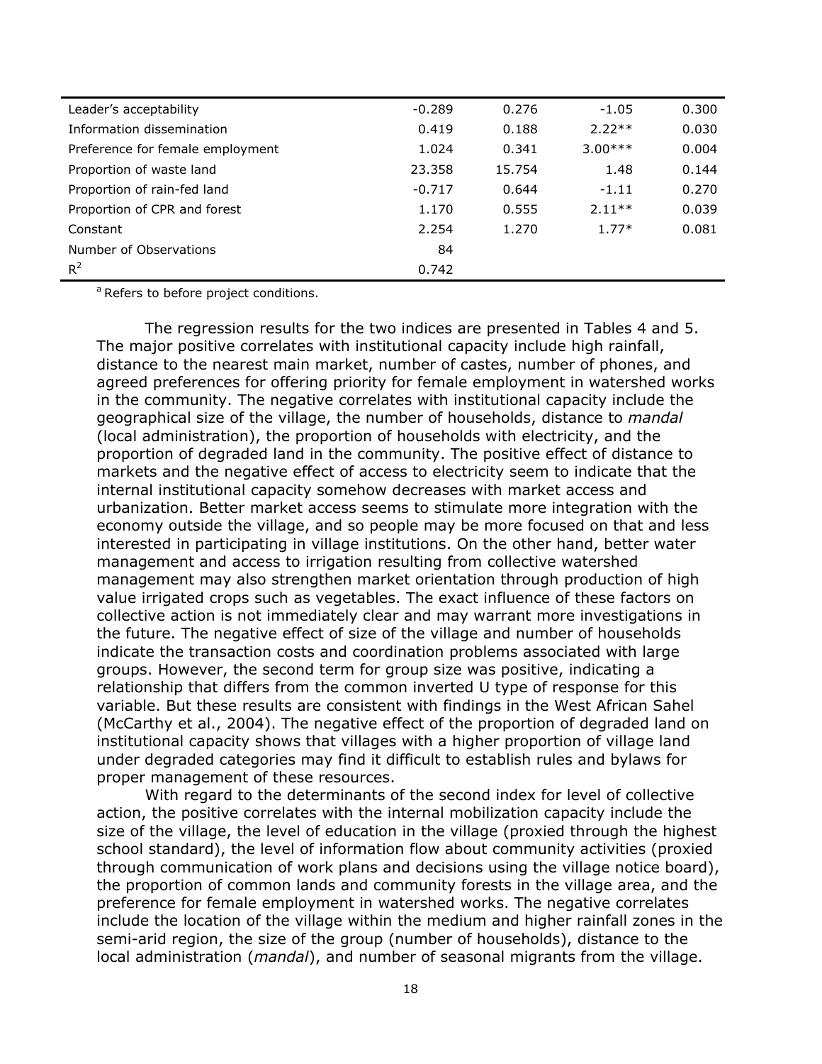| Leader's acceptability | -0.289 | 0.276 | -1.05 | 0.300 |
|---|---|---|---|---|
| Information dissemination | 0.419 | 0.188 | 2.22** | 0.030 |
| Preference for female employment | 1.024 | 0.341 | 3.00*** | 0.004 |
| Proportion of waste land | 23.358 | 15.754 | 1.48 | 0.144 |
| Proportion of rain-fed land | -0.717 | 0.644 | -1.11 | 0.270 |
| Proportion of CPR and forest | 1.170 | 0.555 | 2.11** | 0.039 |
| Constant | 2.254 | 1.270 | 1.77* | 0.081 |
| Number of Observations | 84 | | | |
| $R^2$ | 0.742 | | | |

[a] Refers to before project conditions.

The regression results for the two indices are presented in Tables 4 and 5. The major positive correlates with institutional capacity include high rainfall, distance to the nearest main market, number of castes, number of phones, and agreed preferences for offering priority for female employment in watershed works in the community. The negative correlates with institutional capacity include the geographical size of the village, the number of households, distance to *mandal* (local administration), the proportion of households with electricity, and the proportion of degraded land in the community. The positive effect of distance to markets and the negative effect of access to electricity seem to indicate that the internal institutional capacity somehow decreases with market access and urbanization. Better market access seems to stimulate more integration with the economy outside the village, and so people may be more focused on that and less interested in participating in village institutions. On the other hand, better water management and access to irrigation resulting from collective watershed management may also strengthen market orientation through production of high value irrigated crops such as vegetables. The exact influence of these factors on collective action is not immediately clear and may warrant more investigations in the future. The negative effect of size of the village and number of households indicate the transaction costs and coordination problems associated with large groups. However, the second term for group size was positive, indicating a relationship that differs from the common inverted U type of response for this variable. But these results are consistent with findings in the West African Sahel (McCarthy et al., 2004). The negative effect of the proportion of degraded land on institutional capacity shows that villages with a higher proportion of village land under degraded categories may find it difficult to establish rules and bylaws for proper management of these resources.

With regard to the determinants of the second index for level of collective action, the positive correlates with the internal mobilization capacity include the size of the village, the level of education in the village (proxied through the highest school standard), the level of information flow about community activities (proxied through communication of work plans and decisions using the village notice board), the proportion of common lands and community forests in the village area, and the preference for female employment in watershed works. The negative correlates include the location of the village within the medium and higher rainfall zones in the semi-arid region, the size of the group (number of households), distance to the local administration (*mandal*), and number of seasonal migrants from the village.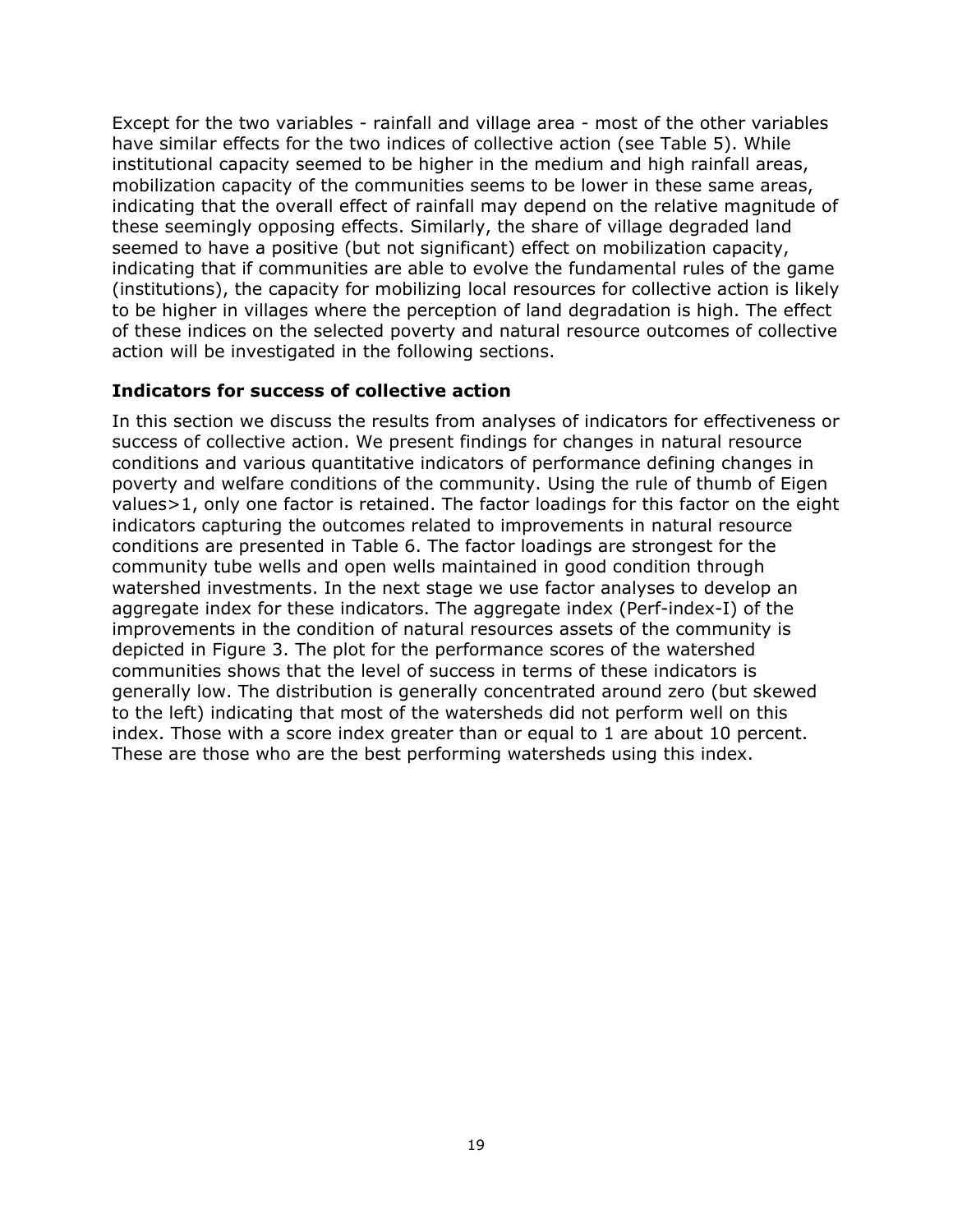Except for the two variables - rainfall and village area - most of the other variables have similar effects for the two indices of collective action (see Table 5). While institutional capacity seemed to be higher in the medium and high rainfall areas, mobilization capacity of the communities seems to be lower in these same areas, indicating that the overall effect of rainfall may depend on the relative magnitude of these seemingly opposing effects. Similarly, the share of village degraded land seemed to have a positive (but not significant) effect on mobilization capacity, indicating that if communities are able to evolve the fundamental rules of the game (institutions), the capacity for mobilizing local resources for collective action is likely to be higher in villages where the perception of land degradation is high. The effect of these indices on the selected poverty and natural resource outcomes of collective action will be investigated in the following sections.

### Indicators for success of collective action

In this section we discuss the results from analyses of indicators for effectiveness or success of collective action. We present findings for changes in natural resource conditions and various quantitative indicators of performance defining changes in poverty and welfare conditions of the community. Using the rule of thumb of Eigen values>1, only one factor is retained. The factor loadings for this factor on the eight indicators capturing the outcomes related to improvements in natural resource conditions are presented in Table 6. The factor loadings are strongest for the community tube wells and open wells maintained in good condition through watershed investments. In the next stage we use factor analyses to develop an aggregate index for these indicators. The aggregate index (Perf-index-I) of the improvements in the condition of natural resources assets of the community is depicted in Figure 3. The plot for the performance scores of the watershed communities shows that the level of success in terms of these indicators is generally low. The distribution is generally concentrated around zero (but skewed to the left) indicating that most of the watersheds did not perform well on this index. Those with a score index greater than or equal to 1 are about 10 percent. These are those who are the best performing watersheds using this index.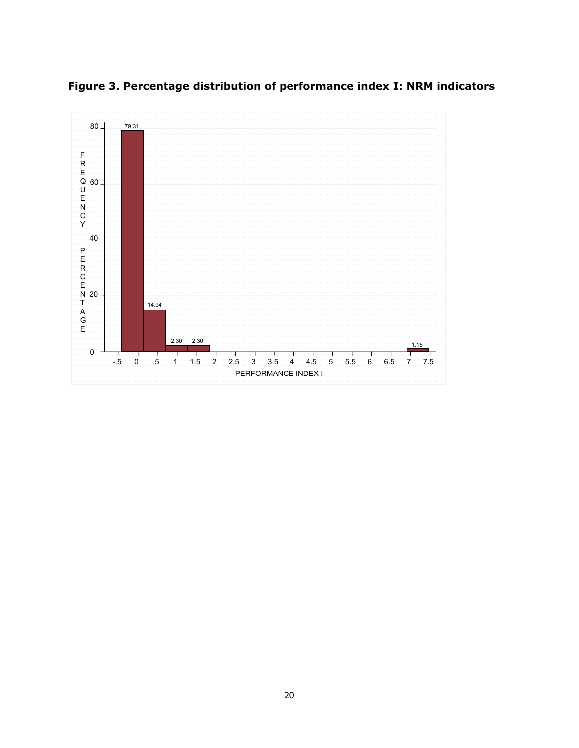**Figure 3. Percentage distribution of performance index I: NRM indicators**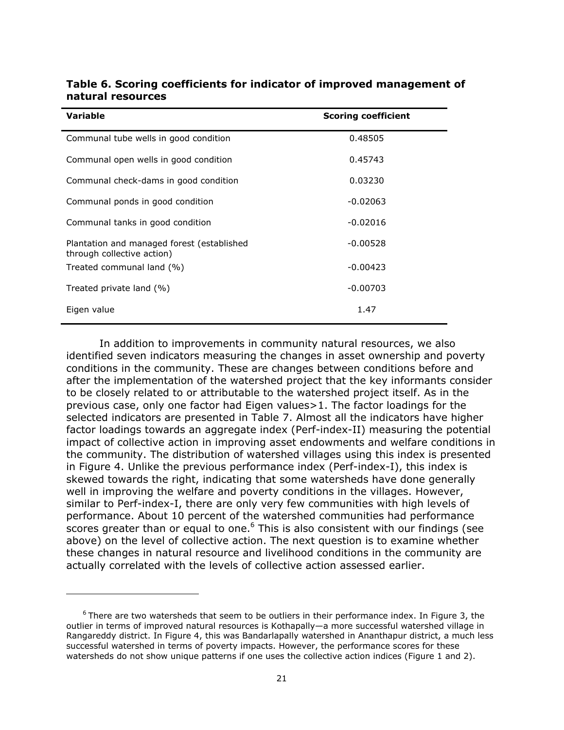**Table 6. Scoring coefficients for indicator of improved management of natural resources**

| Variable | Scoring coefficient |
|---|---|
| Communal tube wells in good condition | 0.48505 |
| Communal open wells in good condition | 0.45743 |
| Communal check-dams in good condition | 0.03230 |
| Communal ponds in good condition | -0.02063 |
| Communal tanks in good condition | -0.02016 |
| Plantation and managed forest (established through collective action) | -0.00528 |
| Treated communal land (%) | -0.00423 |
| Treated private land (%) | -0.00703 |
| Eigen value | 1.47 |

In addition to improvements in community natural resources, we also identified seven indicators measuring the changes in asset ownership and poverty conditions in the community. These are changes between conditions before and after the implementation of the watershed project that the key informants consider to be closely related to or attributable to the watershed project itself. As in the previous case, only one factor had Eigen values>1. The factor loadings for the selected indicators are presented in Table 7. Almost all the indicators have higher factor loadings towards an aggregate index (Perf-index-II) measuring the potential impact of collective action in improving asset endowments and welfare conditions in the community. The distribution of watershed villages using this index is presented in Figure 4. Unlike the previous performance index (Perf-index-I), this index is skewed towards the right, indicating that some watersheds have done generally well in improving the welfare and poverty conditions in the villages. However, similar to Perf-index-I, there are only very few communities with high levels of performance. About 10 percent of the watershed communities had performance scores greater than or equal to one.[6] This is also consistent with our findings (see above) on the level of collective action. The next question is to examine whether these changes in natural resource and livelihood conditions in the community are actually correlated with the levels of collective action assessed earlier.

---

[6] There are two watersheds that seem to be outliers in their performance index. In Figure 3, the outlier in terms of improved natural resources is Kothapally—a more successful watershed village in Rangareddy district. In Figure 4, this was Bandarlapally watershed in Ananthapur district, a much less successful watershed in terms of poverty impacts. However, the performance scores for these watersheds do not show unique patterns if one uses the collective action indices (Figure 1 and 2).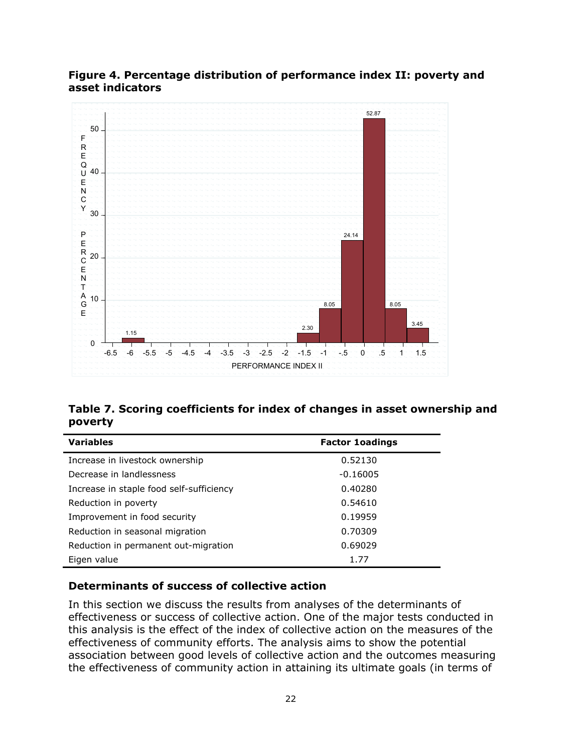**Figure 4. Percentage distribution of performance index II: poverty and asset indicators**

**Table 7. Scoring coefficients for index of changes in asset ownership and poverty**

| Variables | Factor 1oadings |
|---|---|
| Increase in livestock ownership | 0.52130 |
| Decrease in landlessness | -0.16005 |
| Increase in staple food self-sufficiency | 0.40280 |
| Reduction in poverty | 0.54610 |
| Improvement in food security | 0.19959 |
| Reduction in seasonal migration | 0.70309 |
| Reduction in permanent out-migration | 0.69029 |
| Eigen value | 1.77 |

### Determinants of success of collective action

In this section we discuss the results from analyses of the determinants of effectiveness or success of collective action. One of the major tests conducted in this analysis is the effect of the index of collective action on the measures of the effectiveness of community efforts. The analysis aims to show the potential association between good levels of collective action and the outcomes measuring the effectiveness of community action in attaining its ultimate goals (in terms of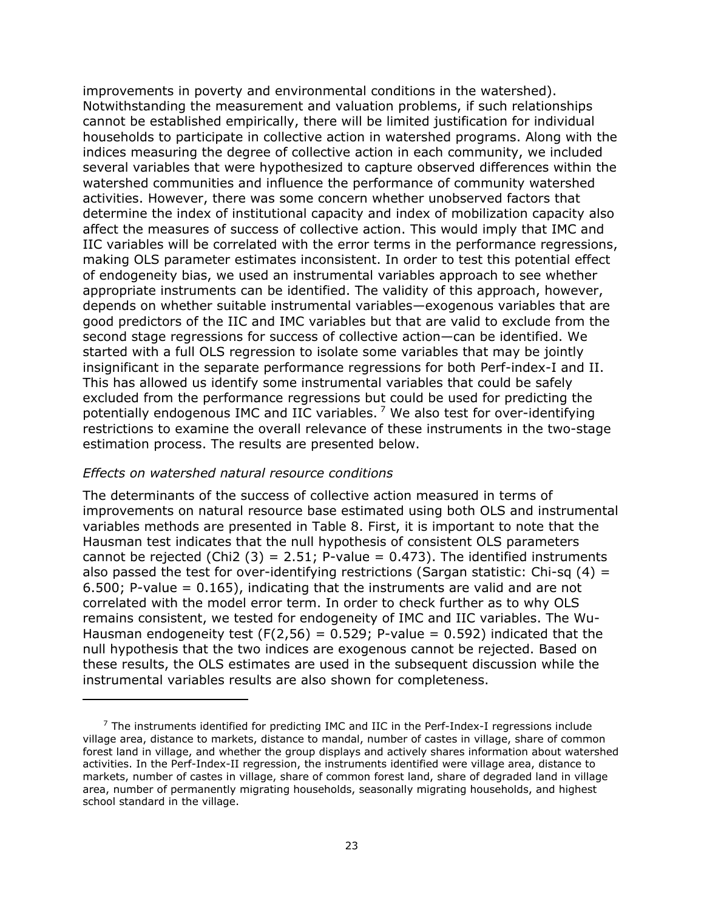improvements in poverty and environmental conditions in the watershed). Notwithstanding the measurement and valuation problems, if such relationships cannot be established empirically, there will be limited justification for individual households to participate in collective action in watershed programs. Along with the indices measuring the degree of collective action in each community, we included several variables that were hypothesized to capture observed differences within the watershed communities and influence the performance of community watershed activities. However, there was some concern whether unobserved factors that determine the index of institutional capacity and index of mobilization capacity also affect the measures of success of collective action. This would imply that IMC and IIC variables will be correlated with the error terms in the performance regressions, making OLS parameter estimates inconsistent. In order to test this potential effect of endogeneity bias, we used an instrumental variables approach to see whether appropriate instruments can be identified. The validity of this approach, however, depends on whether suitable instrumental variables—exogenous variables that are good predictors of the IIC and IMC variables but that are valid to exclude from the second stage regressions for success of collective action—can be identified. We started with a full OLS regression to isolate some variables that may be jointly insignificant in the separate performance regressions for both Perf-index-I and II. This has allowed us identify some instrumental variables that could be safely excluded from the performance regressions but could be used for predicting the potentially endogenous IMC and IIC variables.[7] We also test for over-identifying restrictions to examine the overall relevance of these instruments in the two-stage estimation process. The results are presented below.

*Effects on watershed natural resource conditions*

The determinants of the success of collective action measured in terms of improvements on natural resource base estimated using both OLS and instrumental variables methods are presented in Table 8. First, it is important to note that the Hausman test indicates that the null hypothesis of consistent OLS parameters cannot be rejected (Chi2 (3) = 2.51; P-value = 0.473). The identified instruments also passed the test for over-identifying restrictions (Sargan statistic: Chi-sq (4) = 6.500; P-value = 0.165), indicating that the instruments are valid and are not correlated with the model error term. In order to check further as to why OLS remains consistent, we tested for endogeneity of IMC and IIC variables. The Wu-Hausman endogeneity test (F(2,56) = 0.529; P-value = 0.592) indicated that the null hypothesis that the two indices are exogenous cannot be rejected. Based on these results, the OLS estimates are used in the subsequent discussion while the instrumental variables results are also shown for completeness.

---

[7] The instruments identified for predicting IMC and IIC in the Perf-Index-I regressions include village area, distance to markets, distance to mandal, number of castes in village, share of common forest land in village, and whether the group displays and actively shares information about watershed activities. In the Perf-Index-II regression, the instruments identified were village area, distance to markets, number of castes in village, share of common forest land, share of degraded land in village area, number of permanently migrating households, seasonally migrating households, and highest school standard in the village.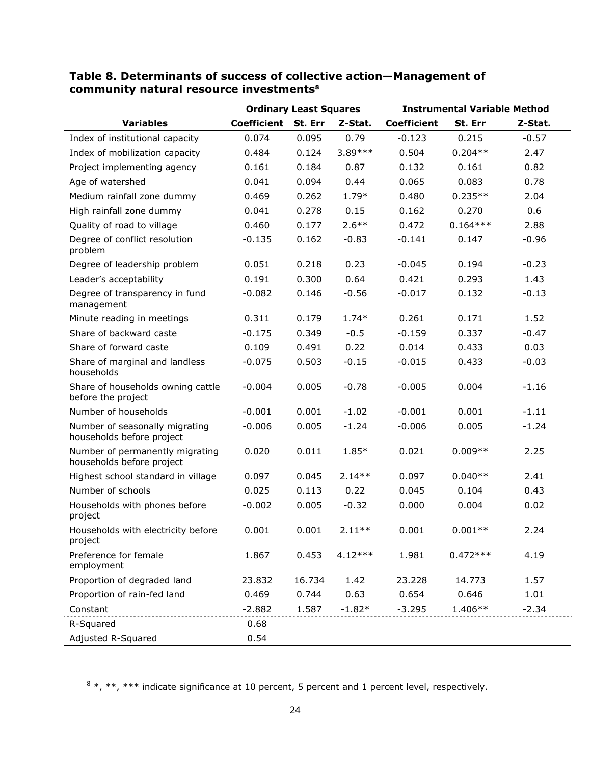**Table 8. Determinants of success of collective action—Management of community natural resource investments**[8]

| Variables | Ordinary Least Squares | | | Instrumental Variable Method | | |
|---|---|---|---|---|---|---|
| | Coefficient | St. Err | Z-Stat. | Coefficient | St. Err | Z-Stat. |
| Index of institutional capacity | 0.074 | 0.095 | 0.79 | -0.123 | 0.215 | -0.57 |
| Index of mobilization capacity | 0.484 | 0.124 | 3.89*** | 0.504 | 0.204** | 2.47 |
| Project implementing agency | 0.161 | 0.184 | 0.87 | 0.132 | 0.161 | 0.82 |
| Age of watershed | 0.041 | 0.094 | 0.44 | 0.065 | 0.083 | 0.78 |
| Medium rainfall zone dummy | 0.469 | 0.262 | 1.79* | 0.480 | 0.235** | 2.04 |
| High rainfall zone dummy | 0.041 | 0.278 | 0.15 | 0.162 | 0.270 | 0.6 |
| Quality of road to village | 0.460 | 0.177 | 2.6** | 0.472 | 0.164*** | 2.88 |
| Degree of conflict resolution problem | -0.135 | 0.162 | -0.83 | -0.141 | 0.147 | -0.96 |
| Degree of leadership problem | 0.051 | 0.218 | 0.23 | -0.045 | 0.194 | -0.23 |
| Leader's acceptability | 0.191 | 0.300 | 0.64 | 0.421 | 0.293 | 1.43 |
| Degree of transparency in fund management | -0.082 | 0.146 | -0.56 | -0.017 | 0.132 | -0.13 |
| Minute reading in meetings | 0.311 | 0.179 | 1.74* | 0.261 | 0.171 | 1.52 |
| Share of backward caste | -0.175 | 0.349 | -0.5 | -0.159 | 0.337 | -0.47 |
| Share of forward caste | 0.109 | 0.491 | 0.22 | 0.014 | 0.433 | 0.03 |
| Share of marginal and landless households | -0.075 | 0.503 | -0.15 | -0.015 | 0.433 | -0.03 |
| Share of households owning cattle before the project | -0.004 | 0.005 | -0.78 | -0.005 | 0.004 | -1.16 |
| Number of households | -0.001 | 0.001 | -1.02 | -0.001 | 0.001 | -1.11 |
| Number of seasonally migrating households before project | -0.006 | 0.005 | -1.24 | -0.006 | 0.005 | -1.24 |
| Number of permanently migrating households before project | 0.020 | 0.011 | 1.85* | 0.021 | 0.009** | 2.25 |
| Highest school standard in village | 0.097 | 0.045 | 2.14** | 0.097 | 0.040** | 2.41 |
| Number of schools | 0.025 | 0.113 | 0.22 | 0.045 | 0.104 | 0.43 |
| Households with phones before project | -0.002 | 0.005 | -0.32 | 0.000 | 0.004 | 0.02 |
| Households with electricity before project | 0.001 | 0.001 | 2.11** | 0.001 | 0.001** | 2.24 |
| Preference for female employment | 1.867 | 0.453 | 4.12*** | 1.981 | 0.472*** | 4.19 |
| Proportion of degraded land | 23.832 | 16.734 | 1.42 | 23.228 | 14.773 | 1.57 |
| Proportion of rain-fed land | 0.469 | 0.744 | 0.63 | 0.654 | 0.646 | 1.01 |
| Constant | -2.882 | 1.587 | -1.82* | -3.295 | 1.406** | -2.34 |
| R-Squared | 0.68 | | | | | |
| Adjusted R-Squared | 0.54 | | | | | |

[8] *, **, *** indicate significance at 10 percent, 5 percent and 1 percent level, respectively.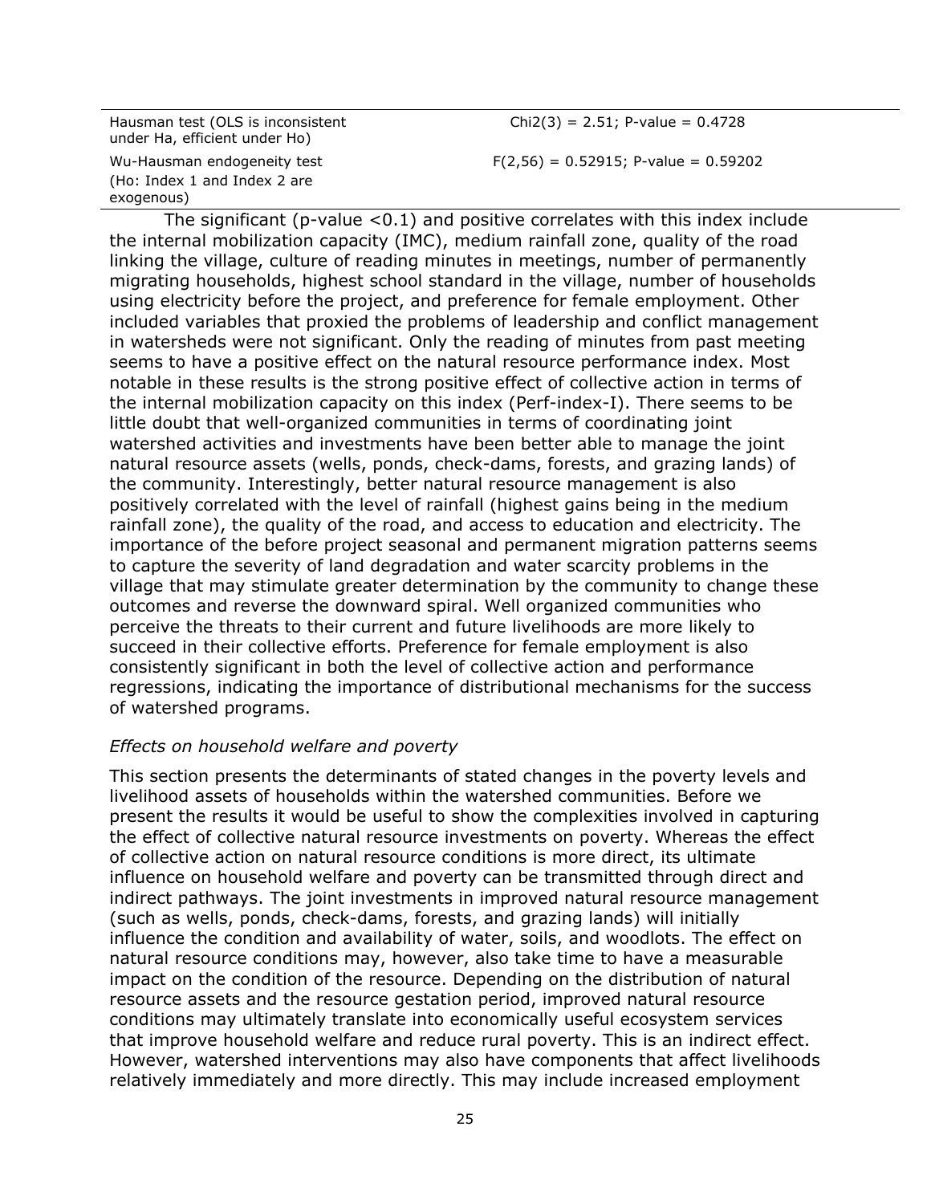| | |
|---|---|
| Hausman test (OLS is inconsistent under Ha, efficient under Ho) | Chi2(3) = 2.51; P-value = 0.4728 |
| Wu-Hausman endogeneity test (Ho: Index 1 and Index 2 are exogenous) | F(2,56) = 0.52915; P-value = 0.59202 |

The significant (p-value <0.1) and positive correlates with this index include the internal mobilization capacity (IMC), medium rainfall zone, quality of the road linking the village, culture of reading minutes in meetings, number of permanently migrating households, highest school standard in the village, number of households using electricity before the project, and preference for female employment. Other included variables that proxied the problems of leadership and conflict management in watersheds were not significant. Only the reading of minutes from past meeting seems to have a positive effect on the natural resource performance index. Most notable in these results is the strong positive effect of collective action in terms of the internal mobilization capacity on this index (Perf-index-I). There seems to be little doubt that well-organized communities in terms of coordinating joint watershed activities and investments have been better able to manage the joint natural resource assets (wells, ponds, check-dams, forests, and grazing lands) of the community. Interestingly, better natural resource management is also positively correlated with the level of rainfall (highest gains being in the medium rainfall zone), the quality of the road, and access to education and electricity. The importance of the before project seasonal and permanent migration patterns seems to capture the severity of land degradation and water scarcity problems in the village that may stimulate greater determination by the community to change these outcomes and reverse the downward spiral. Well organized communities who perceive the threats to their current and future livelihoods are more likely to succeed in their collective efforts. Preference for female employment is also consistently significant in both the level of collective action and performance regressions, indicating the importance of distributional mechanisms for the success of watershed programs.

*Effects on household welfare and poverty*

This section presents the determinants of stated changes in the poverty levels and livelihood assets of households within the watershed communities. Before we present the results it would be useful to show the complexities involved in capturing the effect of collective natural resource investments on poverty. Whereas the effect of collective action on natural resource conditions is more direct, its ultimate influence on household welfare and poverty can be transmitted through direct and indirect pathways. The joint investments in improved natural resource management (such as wells, ponds, check-dams, forests, and grazing lands) will initially influence the condition and availability of water, soils, and woodlots. The effect on natural resource conditions may, however, also take time to have a measurable impact on the condition of the resource. Depending on the distribution of natural resource assets and the resource gestation period, improved natural resource conditions may ultimately translate into economically useful ecosystem services that improve household welfare and reduce rural poverty. This is an indirect effect. However, watershed interventions may also have components that affect livelihoods relatively immediately and more directly. This may include increased employment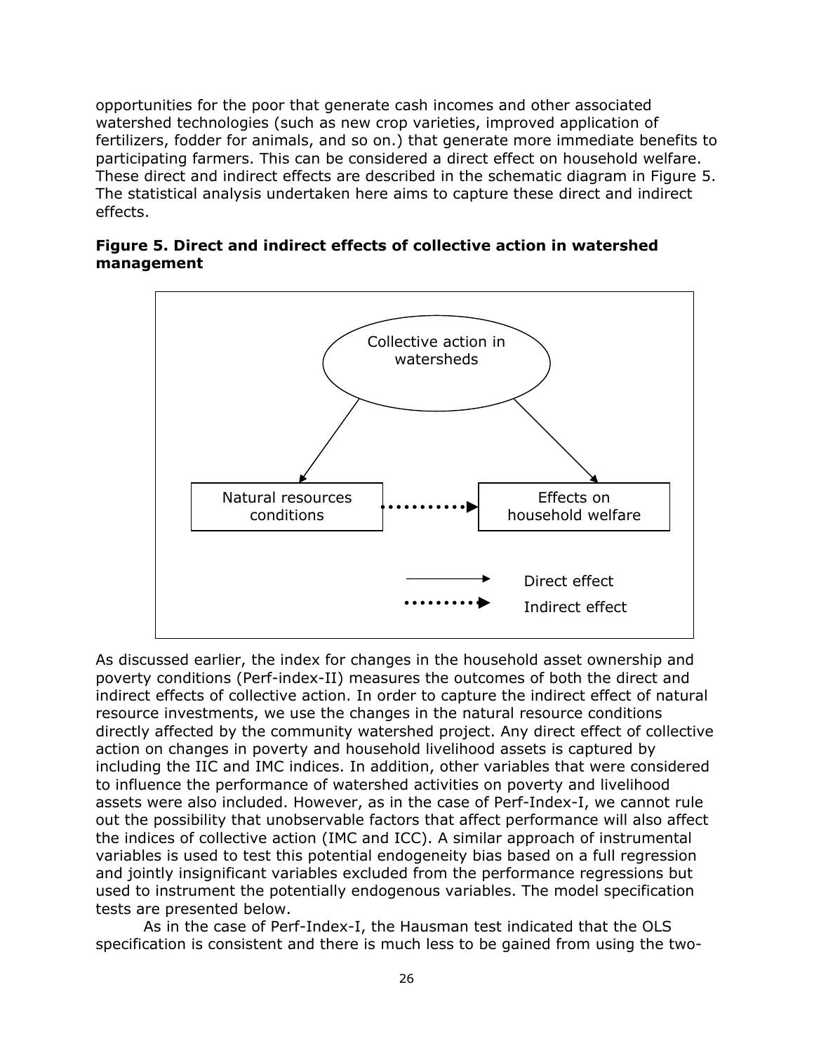opportunities for the poor that generate cash incomes and other associated watershed technologies (such as new crop varieties, improved application of fertilizers, fodder for animals, and so on.) that generate more immediate benefits to participating farmers. This can be considered a direct effect on household welfare. These direct and indirect effects are described in the schematic diagram in Figure 5. The statistical analysis undertaken here aims to capture these direct and indirect effects.

**Figure 5. Direct and indirect effects of collective action in watershed management**

Collective action in watersheds

Natural resources conditions

Effects on household welfare

Direct effect

Indirect effect

As discussed earlier, the index for changes in the household asset ownership and poverty conditions (Perf-index-II) measures the outcomes of both the direct and indirect effects of collective action. In order to capture the indirect effect of natural resource investments, we use the changes in the natural resource conditions directly affected by the community watershed project. Any direct effect of collective action on changes in poverty and household livelihood assets is captured by including the IIC and IMC indices. In addition, other variables that were considered to influence the performance of watershed activities on poverty and livelihood assets were also included. However, as in the case of Perf-Index-I, we cannot rule out the possibility that unobservable factors that affect performance will also affect the indices of collective action (IMC and ICC). A similar approach of instrumental variables is used to test this potential endogeneity bias based on a full regression and jointly insignificant variables excluded from the performance regressions but used to instrument the potentially endogenous variables. The model specification tests are presented below.

As in the case of Perf-Index-I, the Hausman test indicated that the OLS specification is consistent and there is much less to be gained from using the two-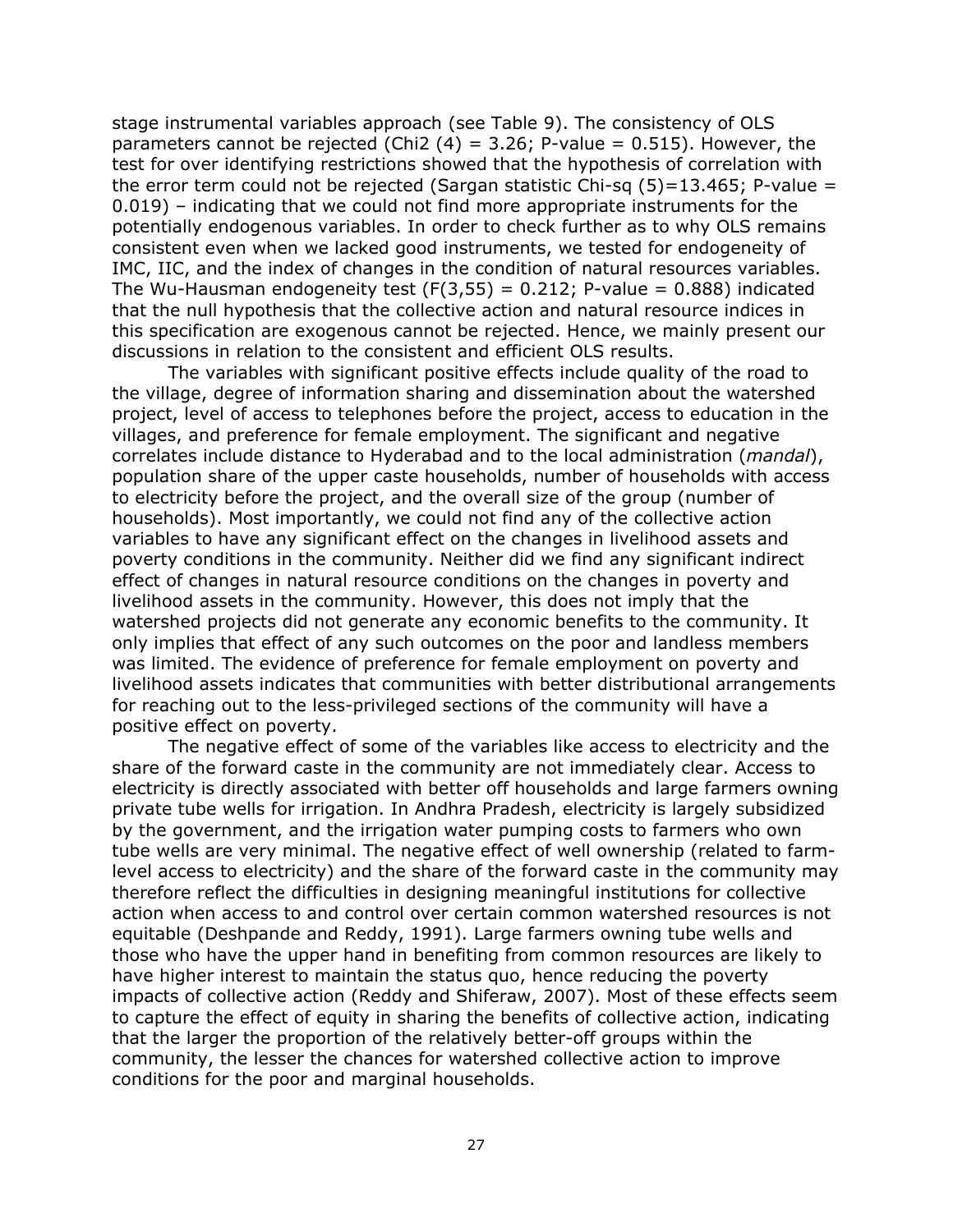stage instrumental variables approach (see Table 9). The consistency of OLS parameters cannot be rejected (Chi2 (4) = 3.26; P-value = 0.515). However, the test for over identifying restrictions showed that the hypothesis of correlation with the error term could not be rejected (Sargan statistic Chi-sq (5)=13.465; P-value = 0.019) – indicating that we could not find more appropriate instruments for the potentially endogenous variables. In order to check further as to why OLS remains consistent even when we lacked good instruments, we tested for endogeneity of IMC, IIC, and the index of changes in the condition of natural resources variables. The Wu-Hausman endogeneity test (F(3,55) = 0.212; P-value = 0.888) indicated that the null hypothesis that the collective action and natural resource indices in this specification are exogenous cannot be rejected. Hence, we mainly present our discussions in relation to the consistent and efficient OLS results.

The variables with significant positive effects include quality of the road to the village, degree of information sharing and dissemination about the watershed project, level of access to telephones before the project, access to education in the villages, and preference for female employment. The significant and negative correlates include distance to Hyderabad and to the local administration (*mandal*), population share of the upper caste households, number of households with access to electricity before the project, and the overall size of the group (number of households). Most importantly, we could not find any of the collective action variables to have any significant effect on the changes in livelihood assets and poverty conditions in the community. Neither did we find any significant indirect effect of changes in natural resource conditions on the changes in poverty and livelihood assets in the community. However, this does not imply that the watershed projects did not generate any economic benefits to the community. It only implies that effect of any such outcomes on the poor and landless members was limited. The evidence of preference for female employment on poverty and livelihood assets indicates that communities with better distributional arrangements for reaching out to the less-privileged sections of the community will have a positive effect on poverty.

The negative effect of some of the variables like access to electricity and the share of the forward caste in the community are not immediately clear. Access to electricity is directly associated with better off households and large farmers owning private tube wells for irrigation. In Andhra Pradesh, electricity is largely subsidized by the government, and the irrigation water pumping costs to farmers who own tube wells are very minimal. The negative effect of well ownership (related to farm-level access to electricity) and the share of the forward caste in the community may therefore reflect the difficulties in designing meaningful institutions for collective action when access to and control over certain common watershed resources is not equitable (Deshpande and Reddy, 1991). Large farmers owning tube wells and those who have the upper hand in benefiting from common resources are likely to have higher interest to maintain the status quo, hence reducing the poverty impacts of collective action (Reddy and Shiferaw, 2007). Most of these effects seem to capture the effect of equity in sharing the benefits of collective action, indicating that the larger the proportion of the relatively better-off groups within the community, the lesser the chances for watershed collective action to improve conditions for the poor and marginal households.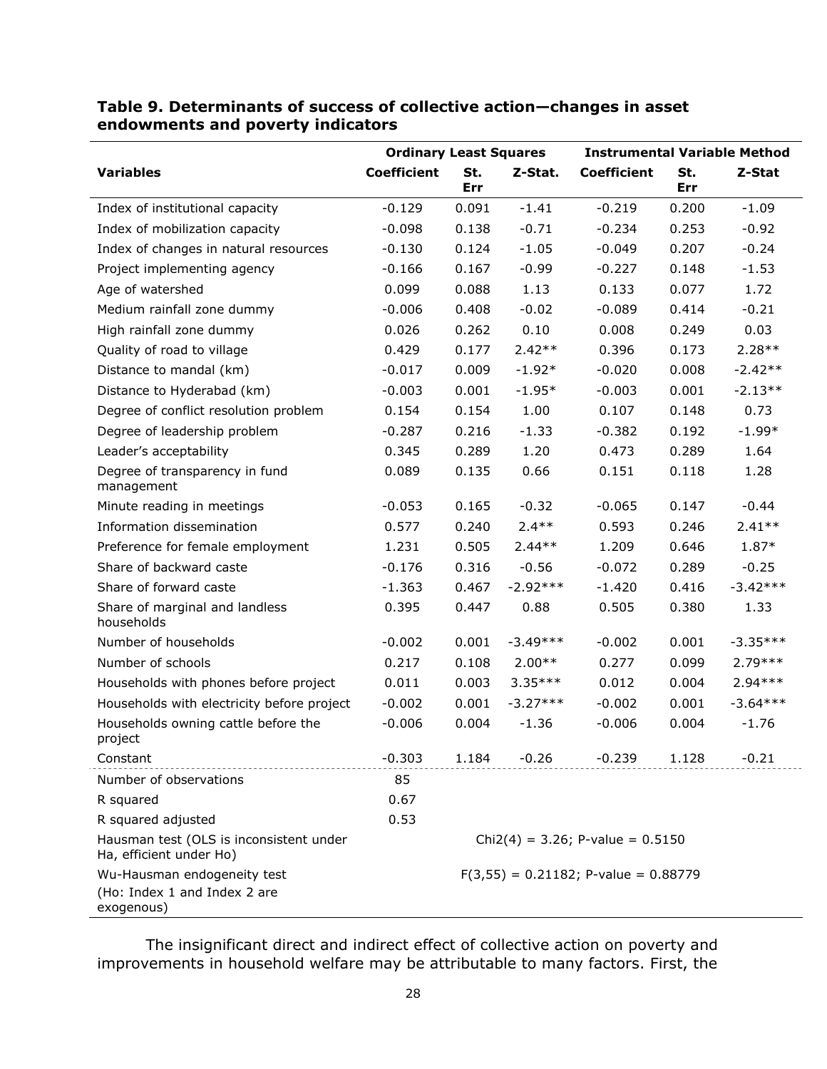**Table 9. Determinants of success of collective action—changes in asset endowments and poverty indicators**

| Variables | Ordinary Least Squares | | | Instrumental Variable Method | | |
|---|---|---|---|---|---|---|
| | Coefficient | St. Err | Z-Stat. | Coefficient | St. Err | Z-Stat |
| Index of institutional capacity | -0.129 | 0.091 | -1.41 | -0.219 | 0.200 | -1.09 |
| Index of mobilization capacity | -0.098 | 0.138 | -0.71 | -0.234 | 0.253 | -0.92 |
| Index of changes in natural resources | -0.130 | 0.124 | -1.05 | -0.049 | 0.207 | -0.24 |
| Project implementing agency | -0.166 | 0.167 | -0.99 | -0.227 | 0.148 | -1.53 |
| Age of watershed | 0.099 | 0.088 | 1.13 | 0.133 | 0.077 | 1.72 |
| Medium rainfall zone dummy | -0.006 | 0.408 | -0.02 | -0.089 | 0.414 | -0.21 |
| High rainfall zone dummy | 0.026 | 0.262 | 0.10 | 0.008 | 0.249 | 0.03 |
| Quality of road to village | 0.429 | 0.177 | 2.42** | 0.396 | 0.173 | 2.28** |
| Distance to mandal (km) | -0.017 | 0.009 | -1.92* | -0.020 | 0.008 | -2.42** |
| Distance to Hyderabad (km) | -0.003 | 0.001 | -1.95* | -0.003 | 0.001 | -2.13** |
| Degree of conflict resolution problem | 0.154 | 0.154 | 1.00 | 0.107 | 0.148 | 0.73 |
| Degree of leadership problem | -0.287 | 0.216 | -1.33 | -0.382 | 0.192 | -1.99* |
| Leader's acceptability | 0.345 | 0.289 | 1.20 | 0.473 | 0.289 | 1.64 |
| Degree of transparency in fund management | 0.089 | 0.135 | 0.66 | 0.151 | 0.118 | 1.28 |
| Minute reading in meetings | -0.053 | 0.165 | -0.32 | -0.065 | 0.147 | -0.44 |
| Information dissemination | 0.577 | 0.240 | 2.4** | 0.593 | 0.246 | 2.41** |
| Preference for female employment | 1.231 | 0.505 | 2.44** | 1.209 | 0.646 | 1.87* |
| Share of backward caste | -0.176 | 0.316 | -0.56 | -0.072 | 0.289 | -0.25 |
| Share of forward caste | -1.363 | 0.467 | -2.92*** | -1.420 | 0.416 | -3.42*** |
| Share of marginal and landless households | 0.395 | 0.447 | 0.88 | 0.505 | 0.380 | 1.33 |
| Number of households | -0.002 | 0.001 | -3.49*** | -0.002 | 0.001 | -3.35*** |
| Number of schools | 0.217 | 0.108 | 2.00** | 0.277 | 0.099 | 2.79*** |
| Households with phones before project | 0.011 | 0.003 | 3.35*** | 0.012 | 0.004 | 2.94*** |
| Households with electricity before project | -0.002 | 0.001 | -3.27*** | -0.002 | 0.001 | -3.64*** |
| Households owning cattle before the project | -0.006 | 0.004 | -1.36 | -0.006 | 0.004 | -1.76 |
| Constant | -0.303 | 1.184 | -0.26 | -0.239 | 1.128 | -0.21 |
| Number of observations | 85 | | | | | |
| R squared | 0.67 | | | | | |
| R squared adjusted | 0.53 | | | | | |
| Hausman test (OLS is inconsistent under Ha, efficient under Ho) | Chi2(4) = 3.26; P-value = 0.5150 | | | | | |
| Wu-Hausman endogeneity test (Ho: Index 1 and Index 2 are exogenous) | F(3,55) = 0.21182; P-value = 0.88779 | | | | | |

The insignificant direct and indirect effect of collective action on poverty and improvements in household welfare may be attributable to many factors. First, the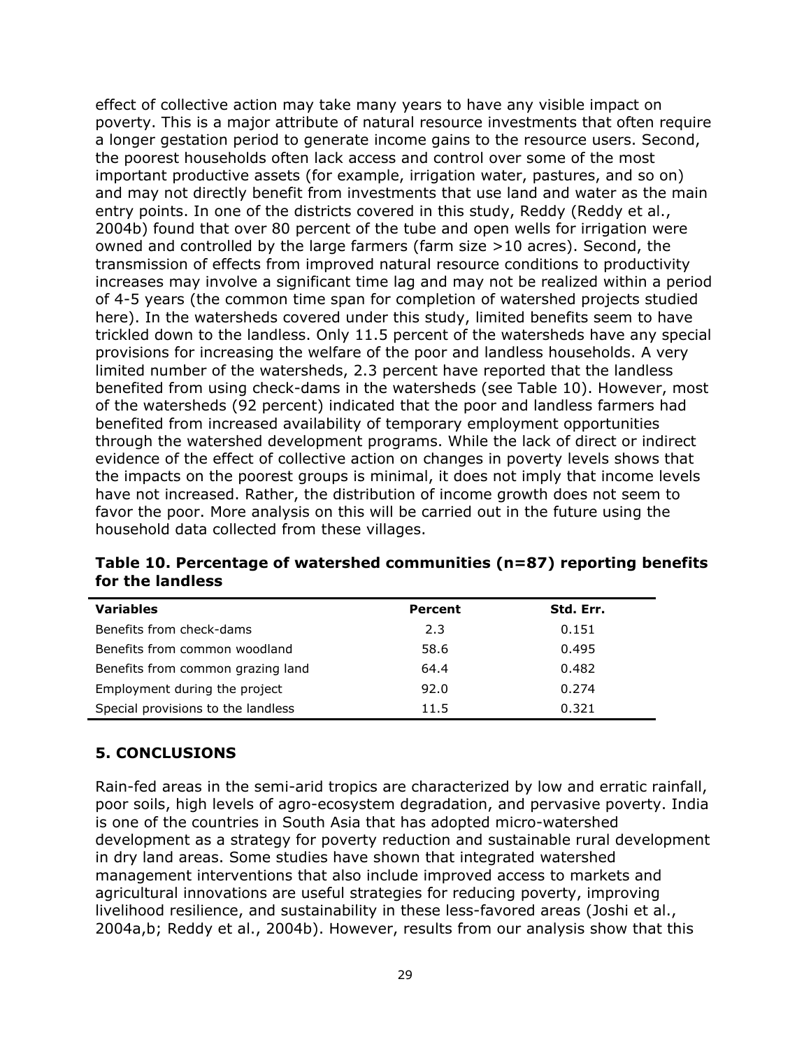effect of collective action may take many years to have any visible impact on poverty. This is a major attribute of natural resource investments that often require a longer gestation period to generate income gains to the resource users. Second, the poorest households often lack access and control over some of the most important productive assets (for example, irrigation water, pastures, and so on) and may not directly benefit from investments that use land and water as the main entry points. In one of the districts covered in this study, Reddy (Reddy et al., 2004b) found that over 80 percent of the tube and open wells for irrigation were owned and controlled by the large farmers (farm size >10 acres). Second, the transmission of effects from improved natural resource conditions to productivity increases may involve a significant time lag and may not be realized within a period of 4-5 years (the common time span for completion of watershed projects studied here). In the watersheds covered under this study, limited benefits seem to have trickled down to the landless. Only 11.5 percent of the watersheds have any special provisions for increasing the welfare of the poor and landless households. A very limited number of the watersheds, 2.3 percent have reported that the landless benefited from using check-dams in the watersheds (see Table 10). However, most of the watersheds (92 percent) indicated that the poor and landless farmers had benefited from increased availability of temporary employment opportunities through the watershed development programs. While the lack of direct or indirect evidence of the effect of collective action on changes in poverty levels shows that the impacts on the poorest groups is minimal, it does not imply that income levels have not increased. Rather, the distribution of income growth does not seem to favor the poor. More analysis on this will be carried out in the future using the household data collected from these villages.

**Table 10. Percentage of watershed communities (n=87) reporting benefits for the landless**

| Variables | Percent | Std. Err. |
|---|---|---|
| Benefits from check-dams | 2.3 | 0.151 |
| Benefits from common woodland | 58.6 | 0.495 |
| Benefits from common grazing land | 64.4 | 0.482 |
| Employment during the project | 92.0 | 0.274 |
| Special provisions to the landless | 11.5 | 0.321 |

## 5. CONCLUSIONS

Rain-fed areas in the semi-arid tropics are characterized by low and erratic rainfall, poor soils, high levels of agro-ecosystem degradation, and pervasive poverty. India is one of the countries in South Asia that has adopted micro-watershed development as a strategy for poverty reduction and sustainable rural development in dry land areas. Some studies have shown that integrated watershed management interventions that also include improved access to markets and agricultural innovations are useful strategies for reducing poverty, improving livelihood resilience, and sustainability in these less-favored areas (Joshi et al., 2004a,b; Reddy et al., 2004b). However, results from our analysis show that this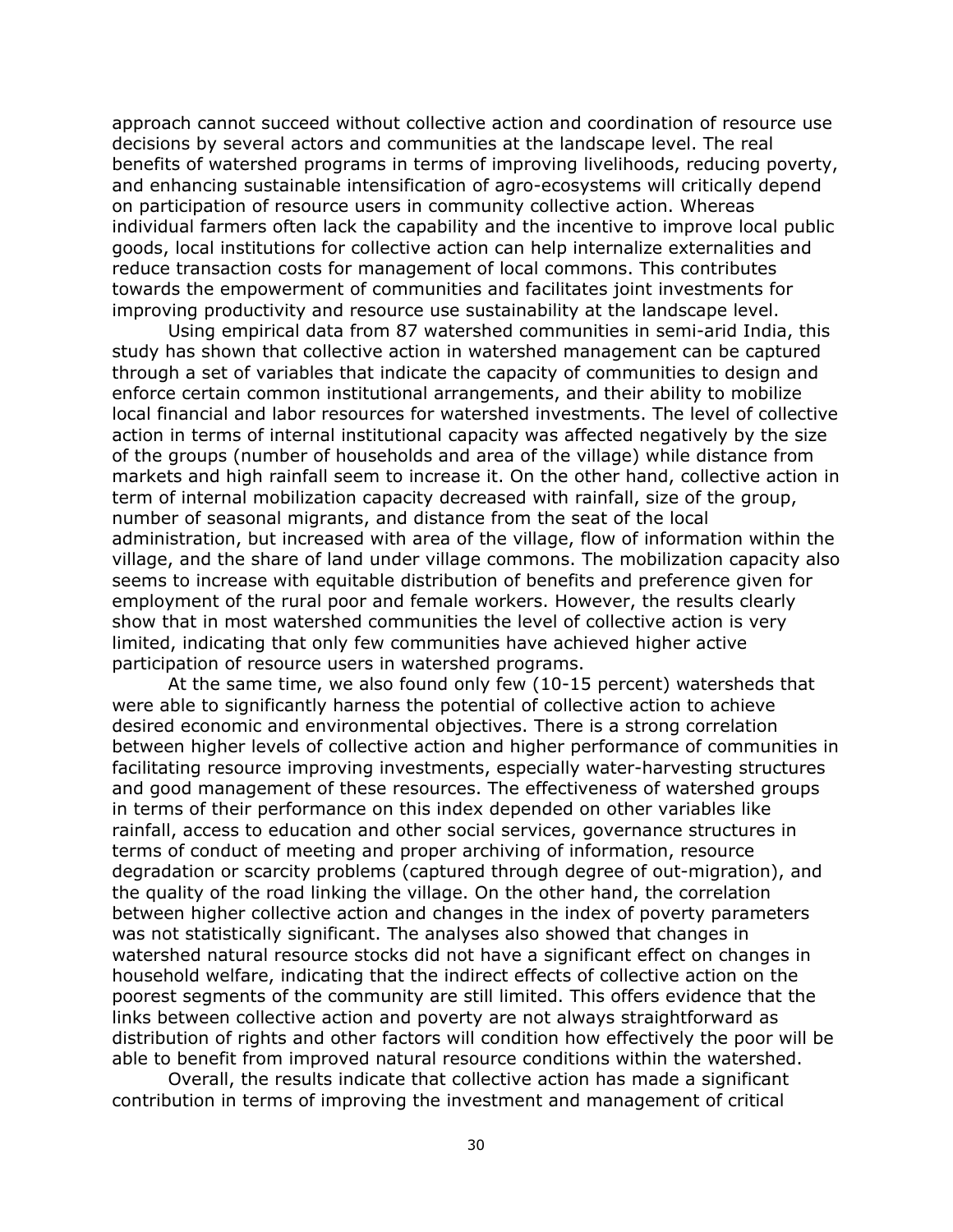approach cannot succeed without collective action and coordination of resource use decisions by several actors and communities at the landscape level. The real benefits of watershed programs in terms of improving livelihoods, reducing poverty, and enhancing sustainable intensification of agro-ecosystems will critically depend on participation of resource users in community collective action. Whereas individual farmers often lack the capability and the incentive to improve local public goods, local institutions for collective action can help internalize externalities and reduce transaction costs for management of local commons. This contributes towards the empowerment of communities and facilitates joint investments for improving productivity and resource use sustainability at the landscape level.

Using empirical data from 87 watershed communities in semi-arid India, this study has shown that collective action in watershed management can be captured through a set of variables that indicate the capacity of communities to design and enforce certain common institutional arrangements, and their ability to mobilize local financial and labor resources for watershed investments. The level of collective action in terms of internal institutional capacity was affected negatively by the size of the groups (number of households and area of the village) while distance from markets and high rainfall seem to increase it. On the other hand, collective action in term of internal mobilization capacity decreased with rainfall, size of the group, number of seasonal migrants, and distance from the seat of the local administration, but increased with area of the village, flow of information within the village, and the share of land under village commons. The mobilization capacity also seems to increase with equitable distribution of benefits and preference given for employment of the rural poor and female workers. However, the results clearly show that in most watershed communities the level of collective action is very limited, indicating that only few communities have achieved higher active participation of resource users in watershed programs.

At the same time, we also found only few (10-15 percent) watersheds that were able to significantly harness the potential of collective action to achieve desired economic and environmental objectives. There is a strong correlation between higher levels of collective action and higher performance of communities in facilitating resource improving investments, especially water-harvesting structures and good management of these resources. The effectiveness of watershed groups in terms of their performance on this index depended on other variables like rainfall, access to education and other social services, governance structures in terms of conduct of meeting and proper archiving of information, resource degradation or scarcity problems (captured through degree of out-migration), and the quality of the road linking the village. On the other hand, the correlation between higher collective action and changes in the index of poverty parameters was not statistically significant. The analyses also showed that changes in watershed natural resource stocks did not have a significant effect on changes in household welfare, indicating that the indirect effects of collective action on the poorest segments of the community are still limited. This offers evidence that the links between collective action and poverty are not always straightforward as distribution of rights and other factors will condition how effectively the poor will be able to benefit from improved natural resource conditions within the watershed.

Overall, the results indicate that collective action has made a significant contribution in terms of improving the investment and management of critical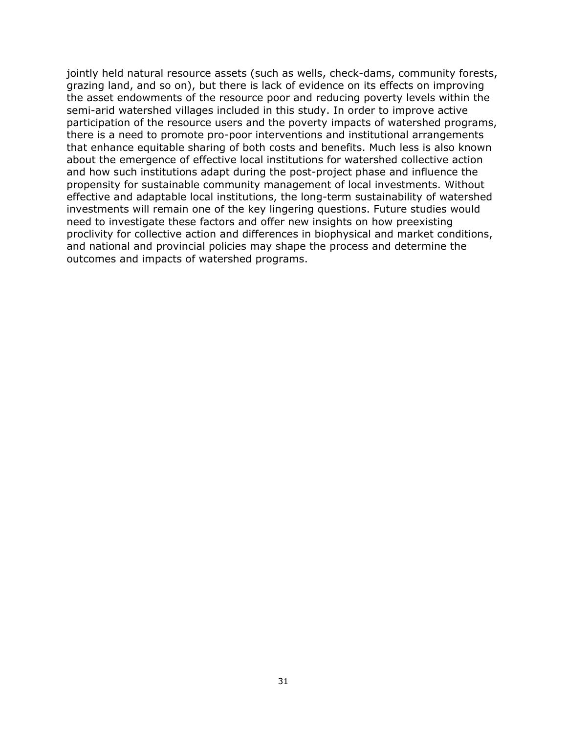jointly held natural resource assets (such as wells, check-dams, community forests, grazing land, and so on), but there is lack of evidence on its effects on improving the asset endowments of the resource poor and reducing poverty levels within the semi-arid watershed villages included in this study. In order to improve active participation of the resource users and the poverty impacts of watershed programs, there is a need to promote pro-poor interventions and institutional arrangements that enhance equitable sharing of both costs and benefits. Much less is also known about the emergence of effective local institutions for watershed collective action and how such institutions adapt during the post-project phase and influence the propensity for sustainable community management of local investments. Without effective and adaptable local institutions, the long-term sustainability of watershed investments will remain one of the key lingering questions. Future studies would need to investigate these factors and offer new insights on how preexisting proclivity for collective action and differences in biophysical and market conditions, and national and provincial policies may shape the process and determine the outcomes and impacts of watershed programs.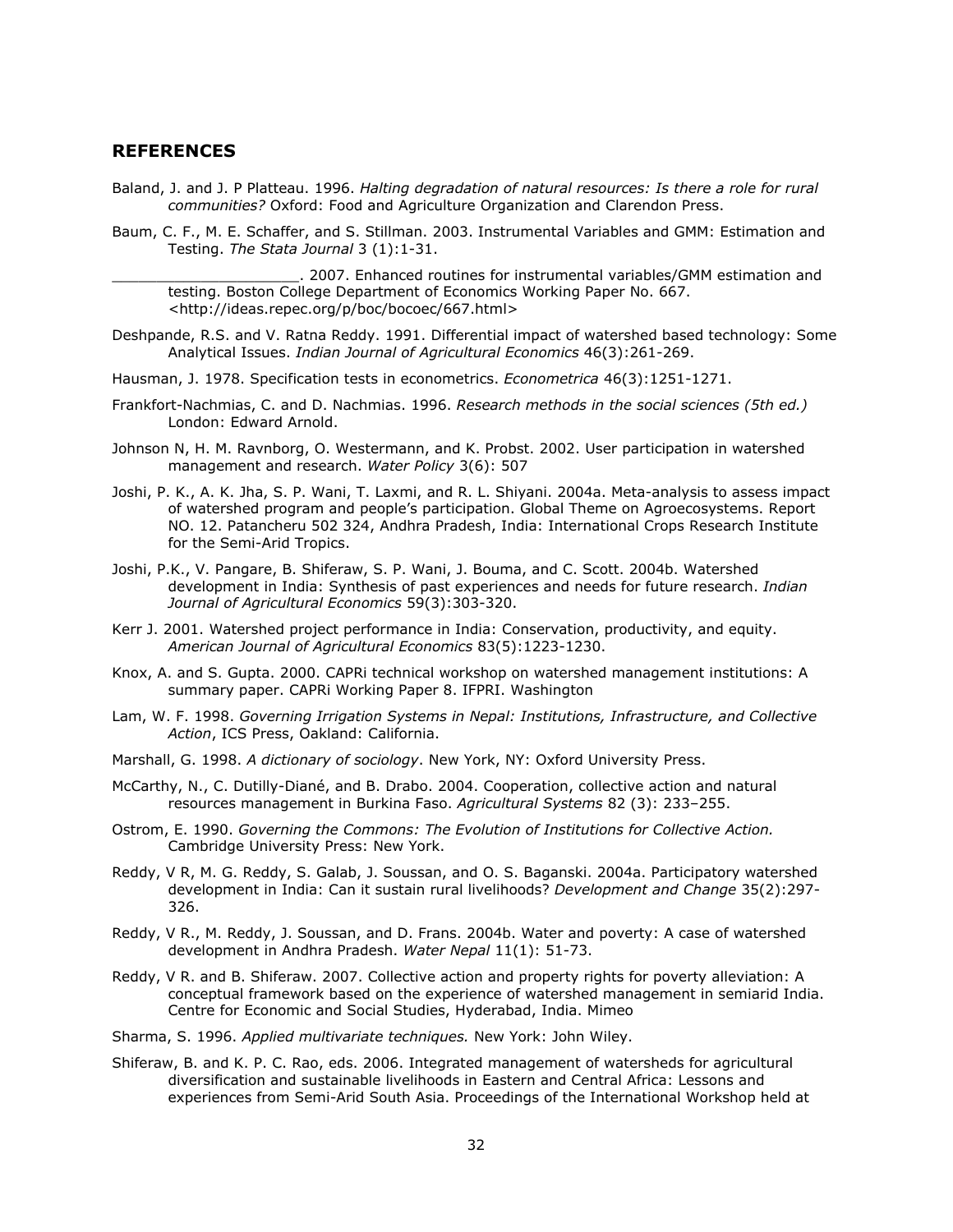## REFERENCES

Baland, J. and J. P Platteau. 1996. *Halting degradation of natural resources: Is there a role for rural communities?* Oxford: Food and Agriculture Organization and Clarendon Press.

Baum, C. F., M. E. Schaffer, and S. Stillman. 2003. Instrumental Variables and GMM: Estimation and Testing. *The Stata Journal* 3 (1):1-31.

_____________________. 2007. Enhanced routines for instrumental variables/GMM estimation and testing. Boston College Department of Economics Working Paper No. 667. <http://ideas.repec.org/p/boc/bocoec/667.html>

Deshpande, R.S. and V. Ratna Reddy. 1991. Differential impact of watershed based technology: Some Analytical Issues. *Indian Journal of Agricultural Economics* 46(3):261-269.

Hausman, J. 1978. Specification tests in econometrics. *Econometrica* 46(3):1251-1271.

Frankfort-Nachmias, C. and D. Nachmias. 1996. *Research methods in the social sciences (5th ed.)* London: Edward Arnold.

Johnson N, H. M. Ravnborg, O. Westermann, and K. Probst. 2002. User participation in watershed management and research. *Water Policy* 3(6): 507

Joshi, P. K., A. K. Jha, S. P. Wani, T. Laxmi, and R. L. Shiyani. 2004a. Meta-analysis to assess impact of watershed program and people's participation. Global Theme on Agroecosystems. Report NO. 12. Patancheru 502 324, Andhra Pradesh, India: International Crops Research Institute for the Semi-Arid Tropics.

Joshi, P.K., V. Pangare, B. Shiferaw, S. P. Wani, J. Bouma, and C. Scott. 2004b. Watershed development in India: Synthesis of past experiences and needs for future research. *Indian Journal of Agricultural Economics* 59(3):303-320.

Kerr J. 2001. Watershed project performance in India: Conservation, productivity, and equity. *American Journal of Agricultural Economics* 83(5):1223-1230.

Knox, A. and S. Gupta. 2000. CAPRi technical workshop on watershed management institutions: A summary paper. CAPRi Working Paper 8. IFPRI. Washington

Lam, W. F. 1998. *Governing Irrigation Systems in Nepal: Institutions, Infrastructure, and Collective Action*, ICS Press, Oakland: California.

Marshall, G. 1998. *A dictionary of sociology*. New York, NY: Oxford University Press.

McCarthy, N., C. Dutilly-Diané, and B. Drabo. 2004. Cooperation, collective action and natural resources management in Burkina Faso. *Agricultural Systems* 82 (3): 233–255.

Ostrom, E. 1990. *Governing the Commons: The Evolution of Institutions for Collective Action.* Cambridge University Press: New York.

Reddy, V R, M. G. Reddy, S. Galab, J. Soussan, and O. S. Baganski. 2004a. Participatory watershed development in India: Can it sustain rural livelihoods? *Development and Change* 35(2):297-326.

Reddy, V R., M. Reddy, J. Soussan, and D. Frans. 2004b. Water and poverty: A case of watershed development in Andhra Pradesh. *Water Nepal* 11(1): 51-73.

Reddy, V R. and B. Shiferaw. 2007. Collective action and property rights for poverty alleviation: A conceptual framework based on the experience of watershed management in semiarid India. Centre for Economic and Social Studies, Hyderabad, India. Mimeo

Sharma, S. 1996. *Applied multivariate techniques.* New York: John Wiley.

Shiferaw, B. and K. P. C. Rao, eds. 2006. Integrated management of watersheds for agricultural diversification and sustainable livelihoods in Eastern and Central Africa: Lessons and experiences from Semi-Arid South Asia. Proceedings of the International Workshop held at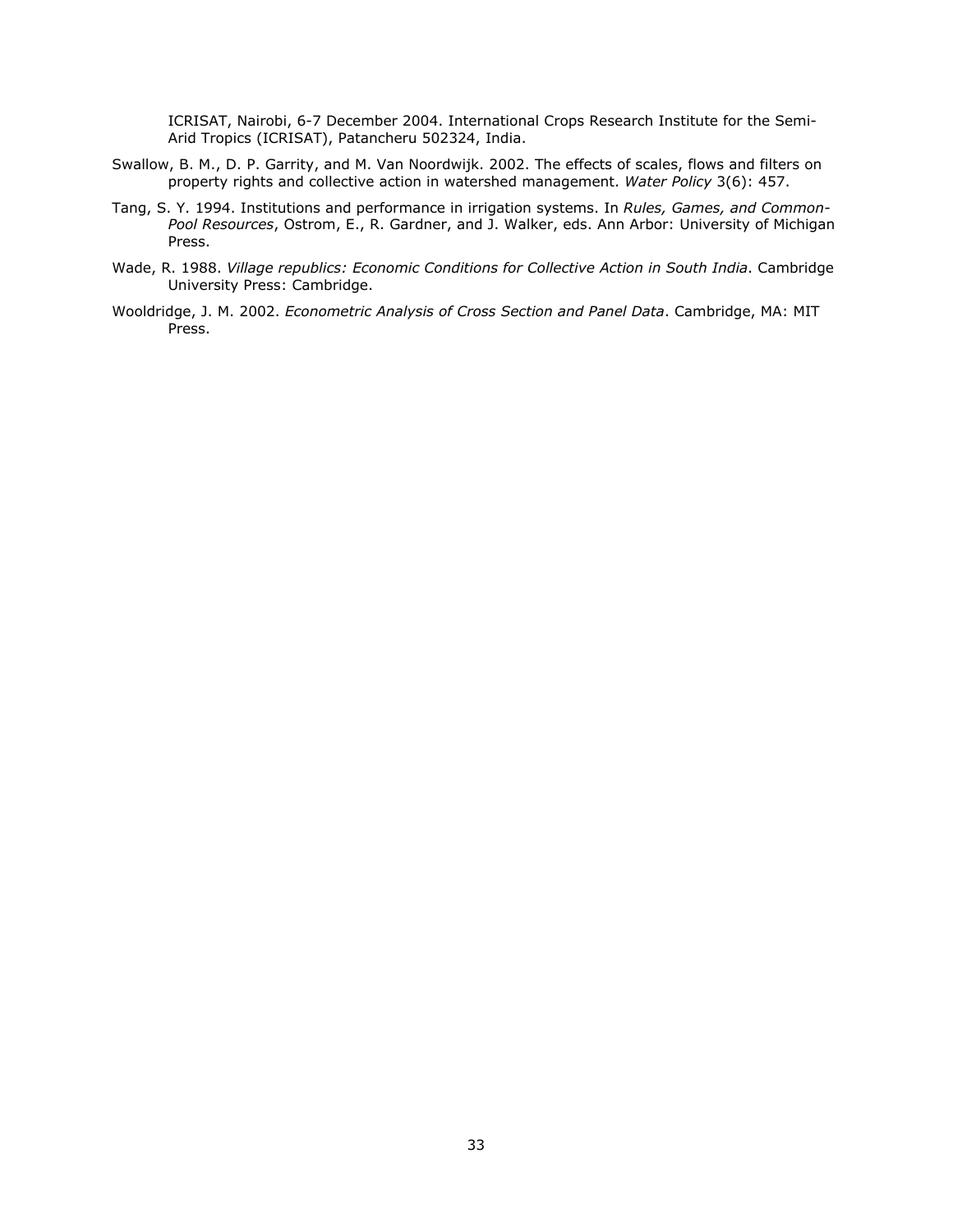ICRISAT, Nairobi, 6-7 December 2004. International Crops Research Institute for the Semi-Arid Tropics (ICRISAT), Patancheru 502324, India.

Swallow, B. M., D. P. Garrity, and M. Van Noordwijk. 2002. The effects of scales, flows and filters on property rights and collective action in watershed management. *Water Policy* 3(6): 457.

Tang, S. Y. 1994. Institutions and performance in irrigation systems. In *Rules, Games, and Common-Pool Resources*, Ostrom, E., R. Gardner, and J. Walker, eds. Ann Arbor: University of Michigan Press.

Wade, R. 1988. *Village republics: Economic Conditions for Collective Action in South India*. Cambridge University Press: Cambridge.

Wooldridge, J. M. 2002. *Econometric Analysis of Cross Section and Panel Data*. Cambridge, MA: MIT Press.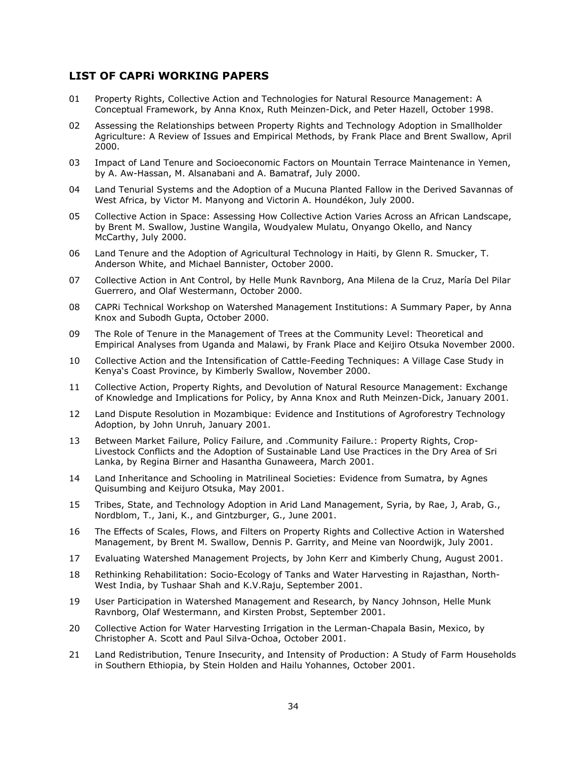## LIST OF CAPRi WORKING PAPERS

01 Property Rights, Collective Action and Technologies for Natural Resource Management: A Conceptual Framework, by Anna Knox, Ruth Meinzen-Dick, and Peter Hazell, October 1998.

02 Assessing the Relationships between Property Rights and Technology Adoption in Smallholder Agriculture: A Review of Issues and Empirical Methods, by Frank Place and Brent Swallow, April 2000.

03 Impact of Land Tenure and Socioeconomic Factors on Mountain Terrace Maintenance in Yemen, by A. Aw-Hassan, M. Alsanabani and A. Bamatraf, July 2000.

04 Land Tenurial Systems and the Adoption of a Mucuna Planted Fallow in the Derived Savannas of West Africa, by Victor M. Manyong and Victorin A. Houndékon, July 2000.

05 Collective Action in Space: Assessing How Collective Action Varies Across an African Landscape, by Brent M. Swallow, Justine Wangila, Woudyalew Mulatu, Onyango Okello, and Nancy McCarthy, July 2000.

06 Land Tenure and the Adoption of Agricultural Technology in Haiti, by Glenn R. Smucker, T. Anderson White, and Michael Bannister, October 2000.

07 Collective Action in Ant Control, by Helle Munk Ravnborg, Ana Milena de la Cruz, María Del Pilar Guerrero, and Olaf Westermann, October 2000.

08 CAPRi Technical Workshop on Watershed Management Institutions: A Summary Paper, by Anna Knox and Subodh Gupta, October 2000.

09 The Role of Tenure in the Management of Trees at the Community Level: Theoretical and Empirical Analyses from Uganda and Malawi, by Frank Place and Keijiro Otsuka November 2000.

10 Collective Action and the Intensification of Cattle-Feeding Techniques: A Village Case Study in Kenya's Coast Province, by Kimberly Swallow, November 2000.

11 Collective Action, Property Rights, and Devolution of Natural Resource Management: Exchange of Knowledge and Implications for Policy, by Anna Knox and Ruth Meinzen-Dick, January 2001.

12 Land Dispute Resolution in Mozambique: Evidence and Institutions of Agroforestry Technology Adoption, by John Unruh, January 2001.

13 Between Market Failure, Policy Failure, and .Community Failure.: Property Rights, Crop-Livestock Conflicts and the Adoption of Sustainable Land Use Practices in the Dry Area of Sri Lanka, by Regina Birner and Hasantha Gunaweera, March 2001.

14 Land Inheritance and Schooling in Matrilineal Societies: Evidence from Sumatra, by Agnes Quisumbing and Keijuro Otsuka, May 2001.

15 Tribes, State, and Technology Adoption in Arid Land Management, Syria, by Rae, J, Arab, G., Nordblom, T., Jani, K., and Gintzburger, G., June 2001.

16 The Effects of Scales, Flows, and Filters on Property Rights and Collective Action in Watershed Management, by Brent M. Swallow, Dennis P. Garrity, and Meine van Noordwijk, July 2001.

17 Evaluating Watershed Management Projects, by John Kerr and Kimberly Chung, August 2001.

18 Rethinking Rehabilitation: Socio-Ecology of Tanks and Water Harvesting in Rajasthan, North-West India, by Tushaar Shah and K.V.Raju, September 2001.

19 User Participation in Watershed Management and Research, by Nancy Johnson, Helle Munk Ravnborg, Olaf Westermann, and Kirsten Probst, September 2001.

20 Collective Action for Water Harvesting Irrigation in the Lerman-Chapala Basin, Mexico, by Christopher A. Scott and Paul Silva-Ochoa, October 2001.

21 Land Redistribution, Tenure Insecurity, and Intensity of Production: A Study of Farm Households in Southern Ethiopia, by Stein Holden and Hailu Yohannes, October 2001.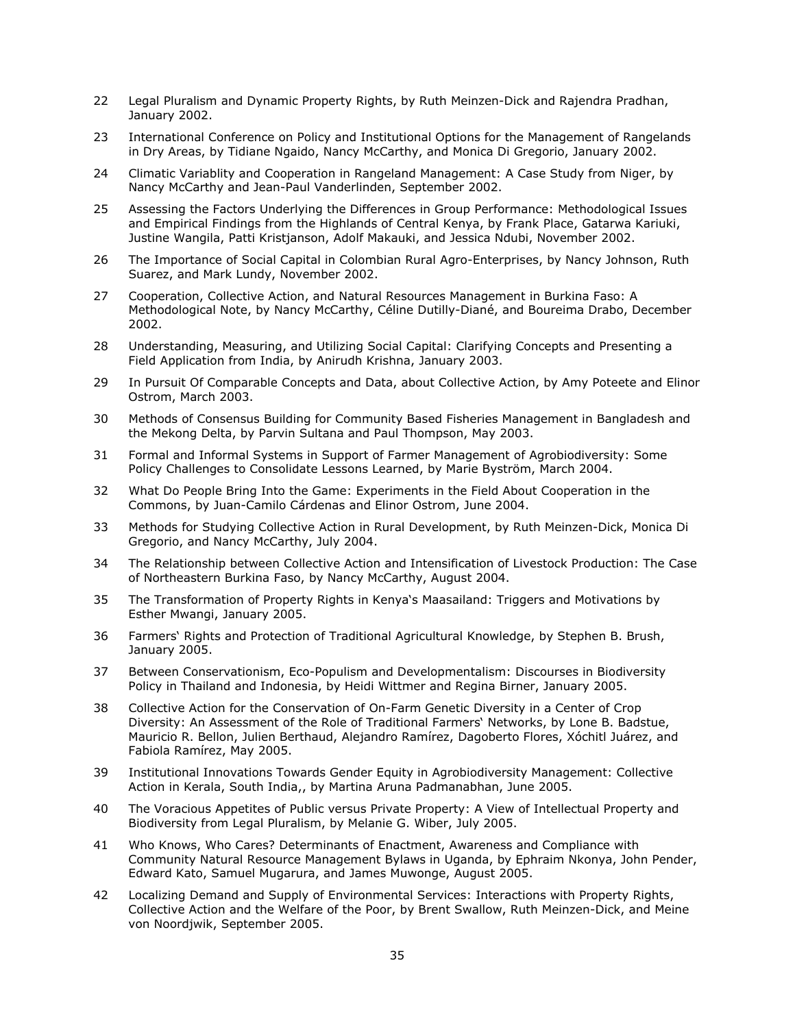22 Legal Pluralism and Dynamic Property Rights, by Ruth Meinzen-Dick and Rajendra Pradhan, January 2002.

23 International Conference on Policy and Institutional Options for the Management of Rangelands in Dry Areas, by Tidiane Ngaido, Nancy McCarthy, and Monica Di Gregorio, January 2002.

24 Climatic Variablity and Cooperation in Rangeland Management: A Case Study from Niger, by Nancy McCarthy and Jean-Paul Vanderlinden, September 2002.

25 Assessing the Factors Underlying the Differences in Group Performance: Methodological Issues and Empirical Findings from the Highlands of Central Kenya, by Frank Place, Gatarwa Kariuki, Justine Wangila, Patti Kristjanson, Adolf Makauki, and Jessica Ndubi, November 2002.

26 The Importance of Social Capital in Colombian Rural Agro-Enterprises, by Nancy Johnson, Ruth Suarez, and Mark Lundy, November 2002.

27 Cooperation, Collective Action, and Natural Resources Management in Burkina Faso: A Methodological Note, by Nancy McCarthy, Céline Dutilly-Diané, and Boureima Drabo, December 2002.

28 Understanding, Measuring, and Utilizing Social Capital: Clarifying Concepts and Presenting a Field Application from India, by Anirudh Krishna, January 2003.

29 In Pursuit Of Comparable Concepts and Data, about Collective Action, by Amy Poteete and Elinor Ostrom, March 2003.

30 Methods of Consensus Building for Community Based Fisheries Management in Bangladesh and the Mekong Delta, by Parvin Sultana and Paul Thompson, May 2003.

31 Formal and Informal Systems in Support of Farmer Management of Agrobiodiversity: Some Policy Challenges to Consolidate Lessons Learned, by Marie Byström, March 2004.

32 What Do People Bring Into the Game: Experiments in the Field About Cooperation in the Commons, by Juan-Camilo Cárdenas and Elinor Ostrom, June 2004.

33 Methods for Studying Collective Action in Rural Development, by Ruth Meinzen-Dick, Monica Di Gregorio, and Nancy McCarthy, July 2004.

34 The Relationship between Collective Action and Intensification of Livestock Production: The Case of Northeastern Burkina Faso, by Nancy McCarthy, August 2004.

35 The Transformation of Property Rights in Kenya's Maasailand: Triggers and Motivations by Esther Mwangi, January 2005.

36 Farmers' Rights and Protection of Traditional Agricultural Knowledge, by Stephen B. Brush, January 2005.

37 Between Conservationism, Eco-Populism and Developmentalism: Discourses in Biodiversity Policy in Thailand and Indonesia, by Heidi Wittmer and Regina Birner, January 2005.

38 Collective Action for the Conservation of On-Farm Genetic Diversity in a Center of Crop Diversity: An Assessment of the Role of Traditional Farmers' Networks, by Lone B. Badstue, Mauricio R. Bellon, Julien Berthaud, Alejandro Ramírez, Dagoberto Flores, Xóchitl Juárez, and Fabiola Ramírez, May 2005.

39 Institutional Innovations Towards Gender Equity in Agrobiodiversity Management: Collective Action in Kerala, South India,, by Martina Aruna Padmanabhan, June 2005.

40 The Voracious Appetites of Public versus Private Property: A View of Intellectual Property and Biodiversity from Legal Pluralism, by Melanie G. Wiber, July 2005.

41 Who Knows, Who Cares? Determinants of Enactment, Awareness and Compliance with Community Natural Resource Management Bylaws in Uganda, by Ephraim Nkonya, John Pender, Edward Kato, Samuel Mugarura, and James Muwonge, August 2005.

42 Localizing Demand and Supply of Environmental Services: Interactions with Property Rights, Collective Action and the Welfare of the Poor, by Brent Swallow, Ruth Meinzen-Dick, and Meine von Noordjwik, September 2005.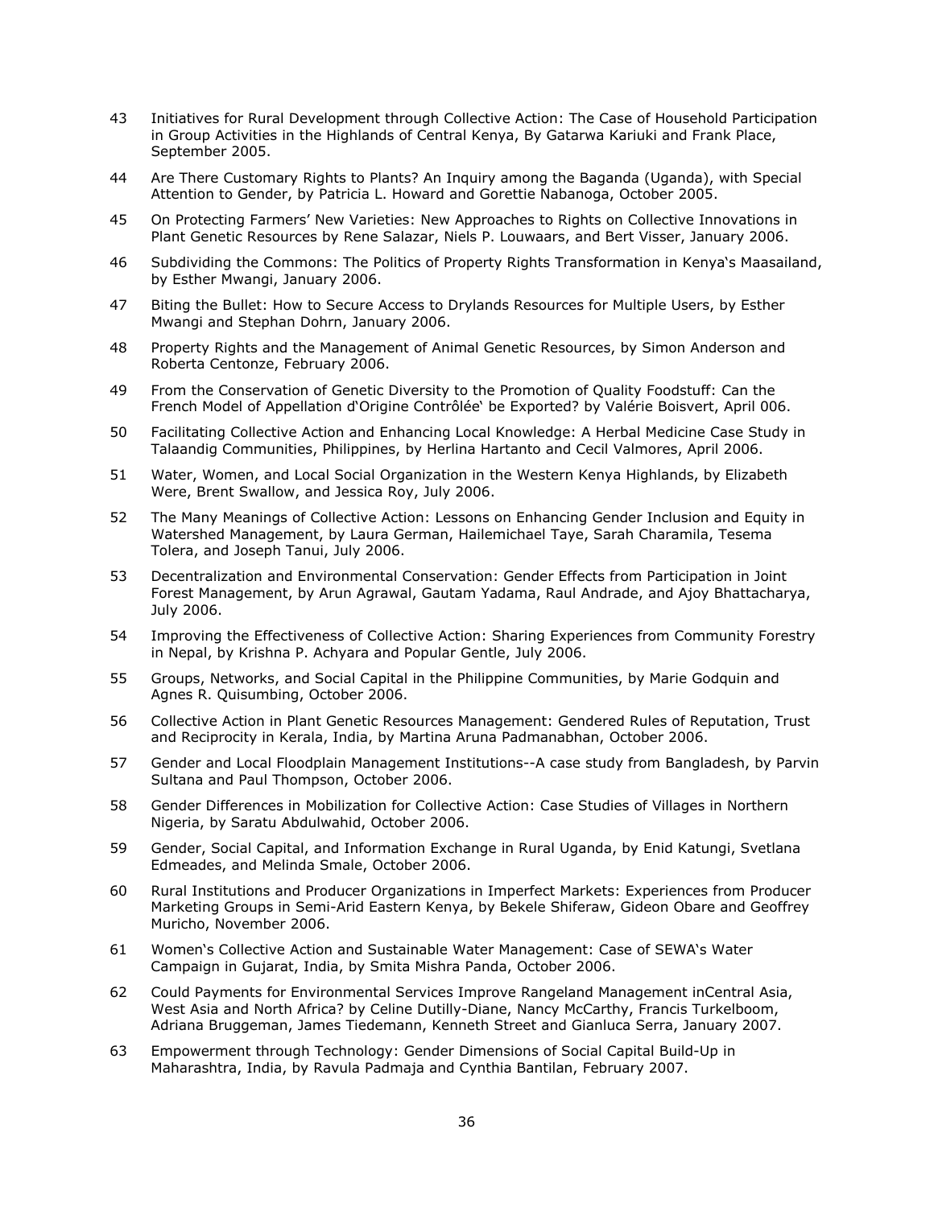43 Initiatives for Rural Development through Collective Action: The Case of Household Participation in Group Activities in the Highlands of Central Kenya, By Gatarwa Kariuki and Frank Place, September 2005.

44 Are There Customary Rights to Plants? An Inquiry among the Baganda (Uganda), with Special Attention to Gender, by Patricia L. Howard and Gorettie Nabanoga, October 2005.

45 On Protecting Farmers' New Varieties: New Approaches to Rights on Collective Innovations in Plant Genetic Resources by Rene Salazar, Niels P. Louwaars, and Bert Visser, January 2006.

46 Subdividing the Commons: The Politics of Property Rights Transformation in Kenya's Maasailand, by Esther Mwangi, January 2006.

47 Biting the Bullet: How to Secure Access to Drylands Resources for Multiple Users, by Esther Mwangi and Stephan Dohrn, January 2006.

48 Property Rights and the Management of Animal Genetic Resources, by Simon Anderson and Roberta Centonze, February 2006.

49 From the Conservation of Genetic Diversity to the Promotion of Quality Foodstuff: Can the French Model of Appellation d'Origine Contrôlée' be Exported? by Valérie Boisvert, April 006.

50 Facilitating Collective Action and Enhancing Local Knowledge: A Herbal Medicine Case Study in Talaandig Communities, Philippines, by Herlina Hartanto and Cecil Valmores, April 2006.

51 Water, Women, and Local Social Organization in the Western Kenya Highlands, by Elizabeth Were, Brent Swallow, and Jessica Roy, July 2006.

52 The Many Meanings of Collective Action: Lessons on Enhancing Gender Inclusion and Equity in Watershed Management, by Laura German, Hailemichael Taye, Sarah Charamila, Tesema Tolera, and Joseph Tanui, July 2006.

53 Decentralization and Environmental Conservation: Gender Effects from Participation in Joint Forest Management, by Arun Agrawal, Gautam Yadama, Raul Andrade, and Ajoy Bhattacharya, July 2006.

54 Improving the Effectiveness of Collective Action: Sharing Experiences from Community Forestry in Nepal, by Krishna P. Achyara and Popular Gentle, July 2006.

55 Groups, Networks, and Social Capital in the Philippine Communities, by Marie Godquin and Agnes R. Quisumbing, October 2006.

56 Collective Action in Plant Genetic Resources Management: Gendered Rules of Reputation, Trust and Reciprocity in Kerala, India, by Martina Aruna Padmanabhan, October 2006.

57 Gender and Local Floodplain Management Institutions--A case study from Bangladesh, by Parvin Sultana and Paul Thompson, October 2006.

58 Gender Differences in Mobilization for Collective Action: Case Studies of Villages in Northern Nigeria, by Saratu Abdulwahid, October 2006.

59 Gender, Social Capital, and Information Exchange in Rural Uganda, by Enid Katungi, Svetlana Edmeades, and Melinda Smale, October 2006.

60 Rural Institutions and Producer Organizations in Imperfect Markets: Experiences from Producer Marketing Groups in Semi-Arid Eastern Kenya, by Bekele Shiferaw, Gideon Obare and Geoffrey Muricho, November 2006.

61 Women's Collective Action and Sustainable Water Management: Case of SEWA's Water Campaign in Gujarat, India, by Smita Mishra Panda, October 2006.

62 Could Payments for Environmental Services Improve Rangeland Management inCentral Asia, West Asia and North Africa? by Celine Dutilly-Diane, Nancy McCarthy, Francis Turkelboom, Adriana Bruggeman, James Tiedemann, Kenneth Street and Gianluca Serra, January 2007.

63 Empowerment through Technology: Gender Dimensions of Social Capital Build-Up in Maharashtra, India, by Ravula Padmaja and Cynthia Bantilan, February 2007.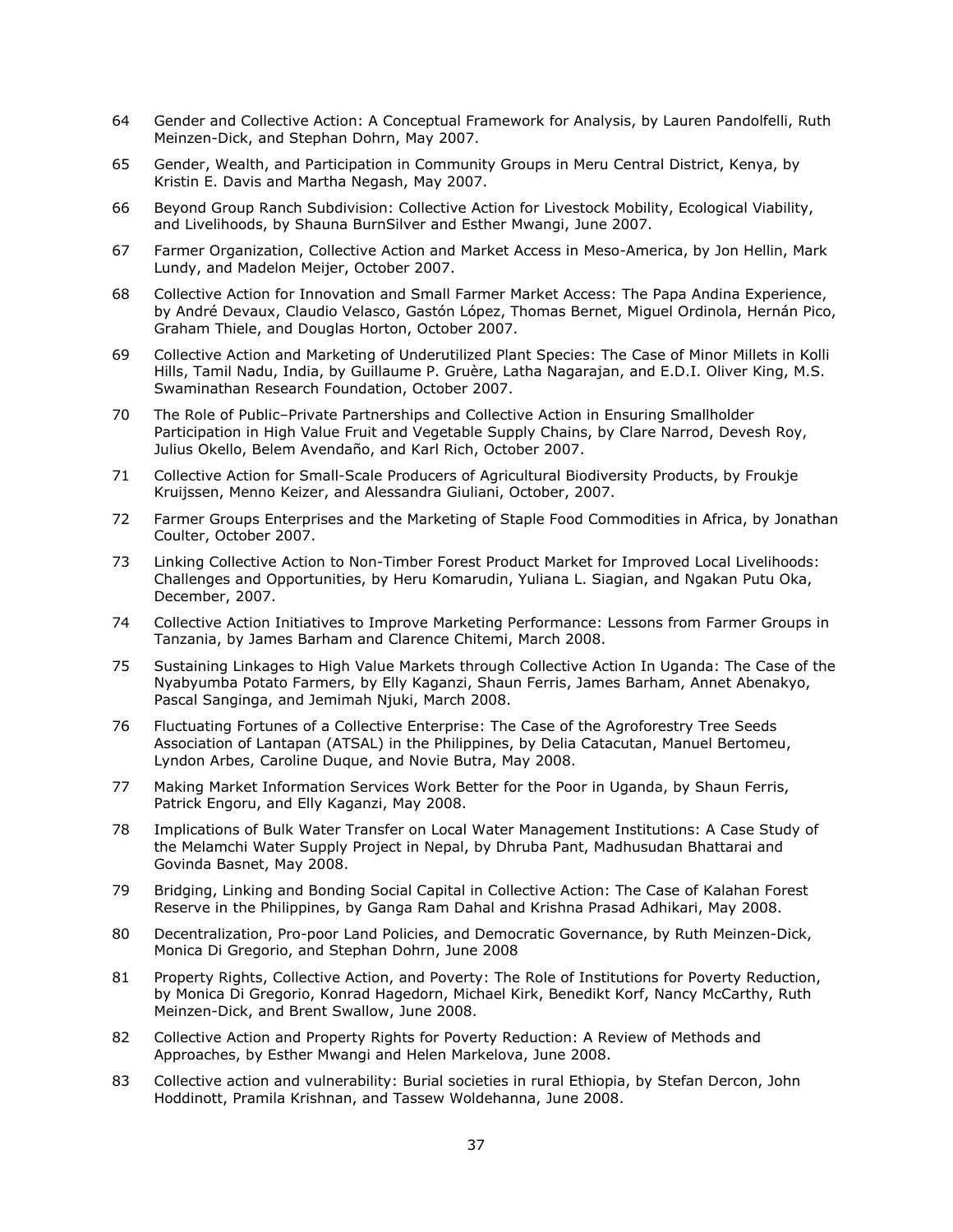64 Gender and Collective Action: A Conceptual Framework for Analysis, by Lauren Pandolfelli, Ruth Meinzen-Dick, and Stephan Dohrn, May 2007.

65 Gender, Wealth, and Participation in Community Groups in Meru Central District, Kenya, by Kristin E. Davis and Martha Negash, May 2007.

66 Beyond Group Ranch Subdivision: Collective Action for Livestock Mobility, Ecological Viability, and Livelihoods, by Shauna BurnSilver and Esther Mwangi, June 2007.

67 Farmer Organization, Collective Action and Market Access in Meso-America, by Jon Hellin, Mark Lundy, and Madelon Meijer, October 2007.

68 Collective Action for Innovation and Small Farmer Market Access: The Papa Andina Experience, by André Devaux, Claudio Velasco, Gastón López, Thomas Bernet, Miguel Ordinola, Hernán Pico, Graham Thiele, and Douglas Horton, October 2007.

69 Collective Action and Marketing of Underutilized Plant Species: The Case of Minor Millets in Kolli Hills, Tamil Nadu, India, by Guillaume P. Gruère, Latha Nagarajan, and E.D.I. Oliver King, M.S. Swaminathan Research Foundation, October 2007.

70 The Role of Public–Private Partnerships and Collective Action in Ensuring Smallholder Participation in High Value Fruit and Vegetable Supply Chains, by Clare Narrod, Devesh Roy, Julius Okello, Belem Avendaño, and Karl Rich, October 2007.

71 Collective Action for Small-Scale Producers of Agricultural Biodiversity Products, by Froukje Kruijssen, Menno Keizer, and Alessandra Giuliani, October, 2007.

72 Farmer Groups Enterprises and the Marketing of Staple Food Commodities in Africa, by Jonathan Coulter, October 2007.

73 Linking Collective Action to Non-Timber Forest Product Market for Improved Local Livelihoods: Challenges and Opportunities, by Heru Komarudin, Yuliana L. Siagian, and Ngakan Putu Oka, December, 2007.

74 Collective Action Initiatives to Improve Marketing Performance: Lessons from Farmer Groups in Tanzania, by James Barham and Clarence Chitemi, March 2008.

75 Sustaining Linkages to High Value Markets through Collective Action In Uganda: The Case of the Nyabyumba Potato Farmers, by Elly Kaganzi, Shaun Ferris, James Barham, Annet Abenakyo, Pascal Sanginga, and Jemimah Njuki, March 2008.

76 Fluctuating Fortunes of a Collective Enterprise: The Case of the Agroforestry Tree Seeds Association of Lantapan (ATSAL) in the Philippines, by Delia Catacutan, Manuel Bertomeu, Lyndon Arbes, Caroline Duque, and Novie Butra, May 2008.

77 Making Market Information Services Work Better for the Poor in Uganda, by Shaun Ferris, Patrick Engoru, and Elly Kaganzi, May 2008.

78 Implications of Bulk Water Transfer on Local Water Management Institutions: A Case Study of the Melamchi Water Supply Project in Nepal, by Dhruba Pant, Madhusudan Bhattarai and Govinda Basnet, May 2008.

79 Bridging, Linking and Bonding Social Capital in Collective Action: The Case of Kalahan Forest Reserve in the Philippines, by Ganga Ram Dahal and Krishna Prasad Adhikari, May 2008.

80 Decentralization, Pro-poor Land Policies, and Democratic Governance, by Ruth Meinzen-Dick, Monica Di Gregorio, and Stephan Dohrn, June 2008

81 Property Rights, Collective Action, and Poverty: The Role of Institutions for Poverty Reduction, by Monica Di Gregorio, Konrad Hagedorn, Michael Kirk, Benedikt Korf, Nancy McCarthy, Ruth Meinzen-Dick, and Brent Swallow, June 2008.

82 Collective Action and Property Rights for Poverty Reduction: A Review of Methods and Approaches, by Esther Mwangi and Helen Markelova, June 2008.

83 Collective action and vulnerability: Burial societies in rural Ethiopia, by Stefan Dercon, John Hoddinott, Pramila Krishnan, and Tassew Woldehanna, June 2008.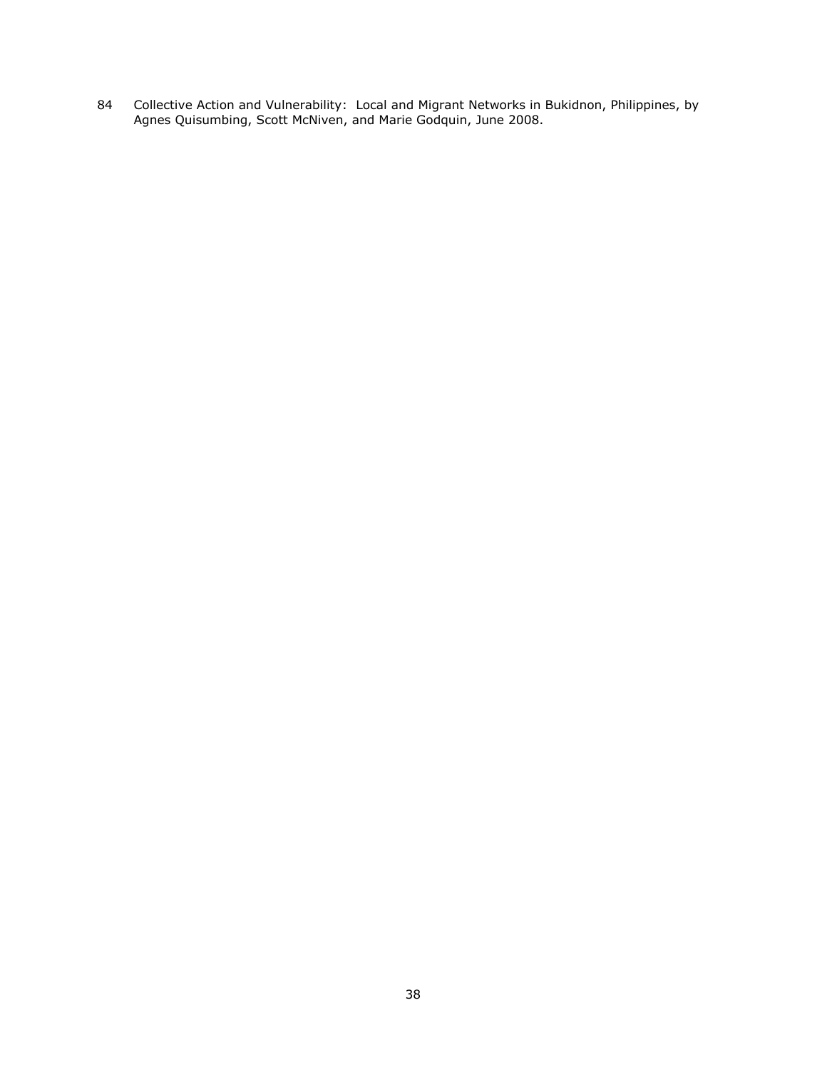84 Collective Action and Vulnerability: Local and Migrant Networks in Bukidnon, Philippines, by Agnes Quisumbing, Scott McNiven, and Marie Godquin, June 2008.